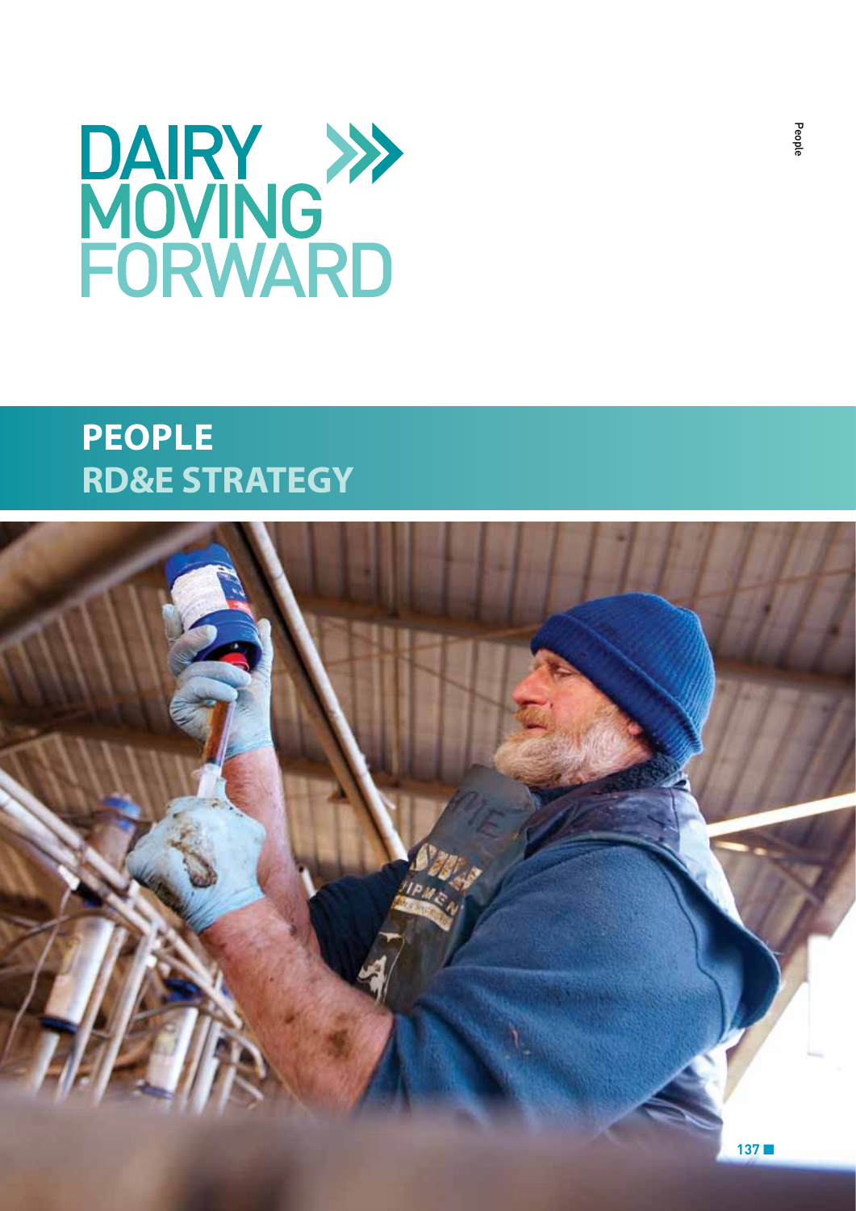# DAIRY MOVING FORWARD

## PEOPLE
## RD&E STRATEGY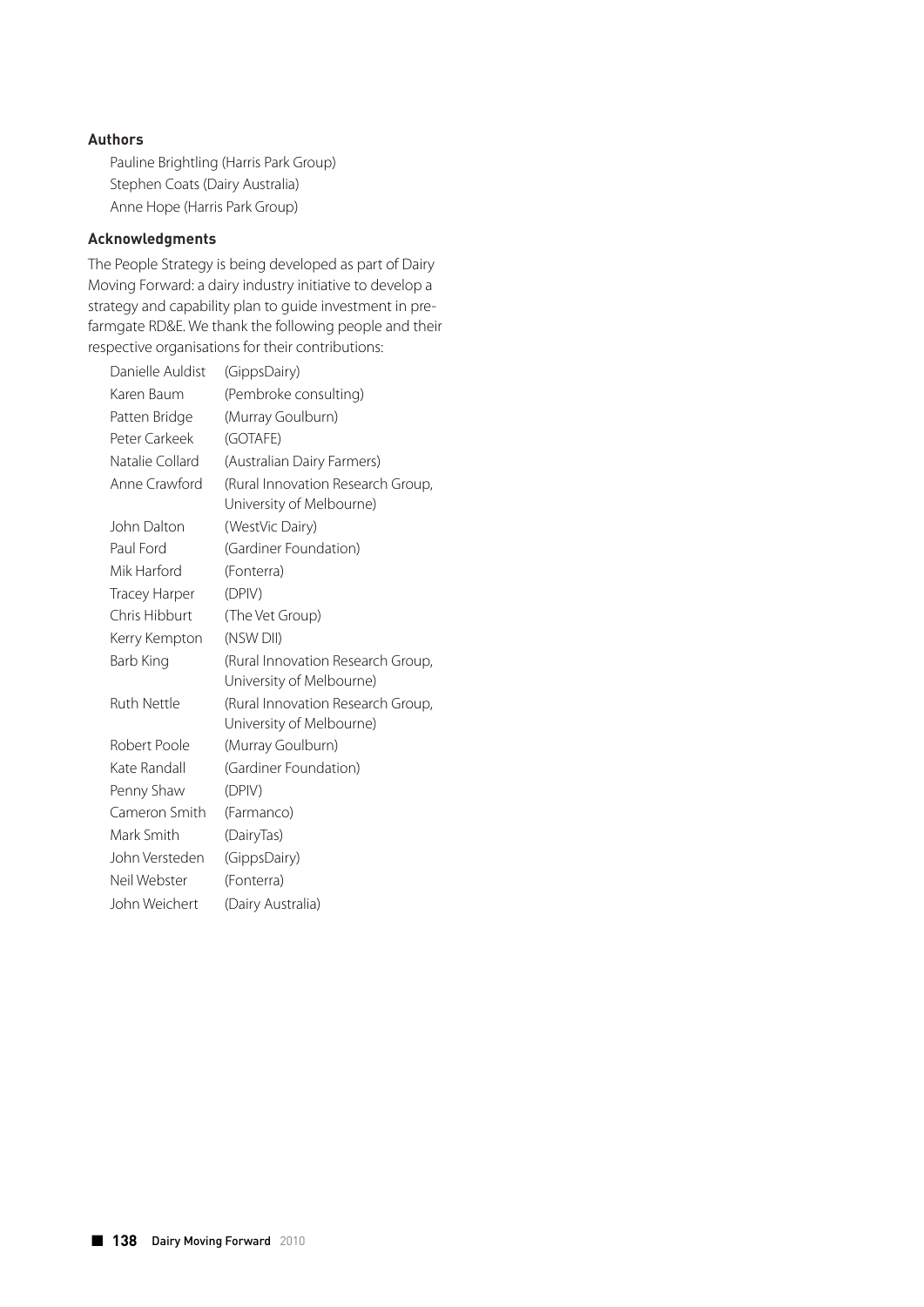### Authors

Pauline Brightling (Harris Park Group)
Stephen Coats (Dairy Australia)
Anne Hope (Harris Park Group)

### Acknowledgments

The People Strategy is being developed as part of Dairy Moving Forward: a dairy industry initiative to develop a strategy and capability plan to guide investment in pre-farmgate RD&E. We thank the following people and their respective organisations for their contributions:

| | |
|---|---|
| Danielle Auldist | (GippsDairy) |
| Karen Baum | (Pembroke consulting) |
| Patten Bridge | (Murray Goulburn) |
| Peter Carkeek | (GOTAFE) |
| Natalie Collard | (Australian Dairy Farmers) |
| Anne Crawford | (Rural Innovation Research Group, University of Melbourne) |
| John Dalton | (WestVic Dairy) |
| Paul Ford | (Gardiner Foundation) |
| Mik Harford | (Fonterra) |
| Tracey Harper | (DPIV) |
| Chris Hibburt | (The Vet Group) |
| Kerry Kempton | (NSW DII) |
| Barb King | (Rural Innovation Research Group, University of Melbourne) |
| Ruth Nettle | (Rural Innovation Research Group, University of Melbourne) |
| Robert Poole | (Murray Goulburn) |
| Kate Randall | (Gardiner Foundation) |
| Penny Shaw | (DPIV) |
| Cameron Smith | (Farmanco) |
| Mark Smith | (DairyTas) |
| John Versteden | (GippsDairy) |
| Neil Webster | (Fonterra) |
| John Weichert | (Dairy Australia) |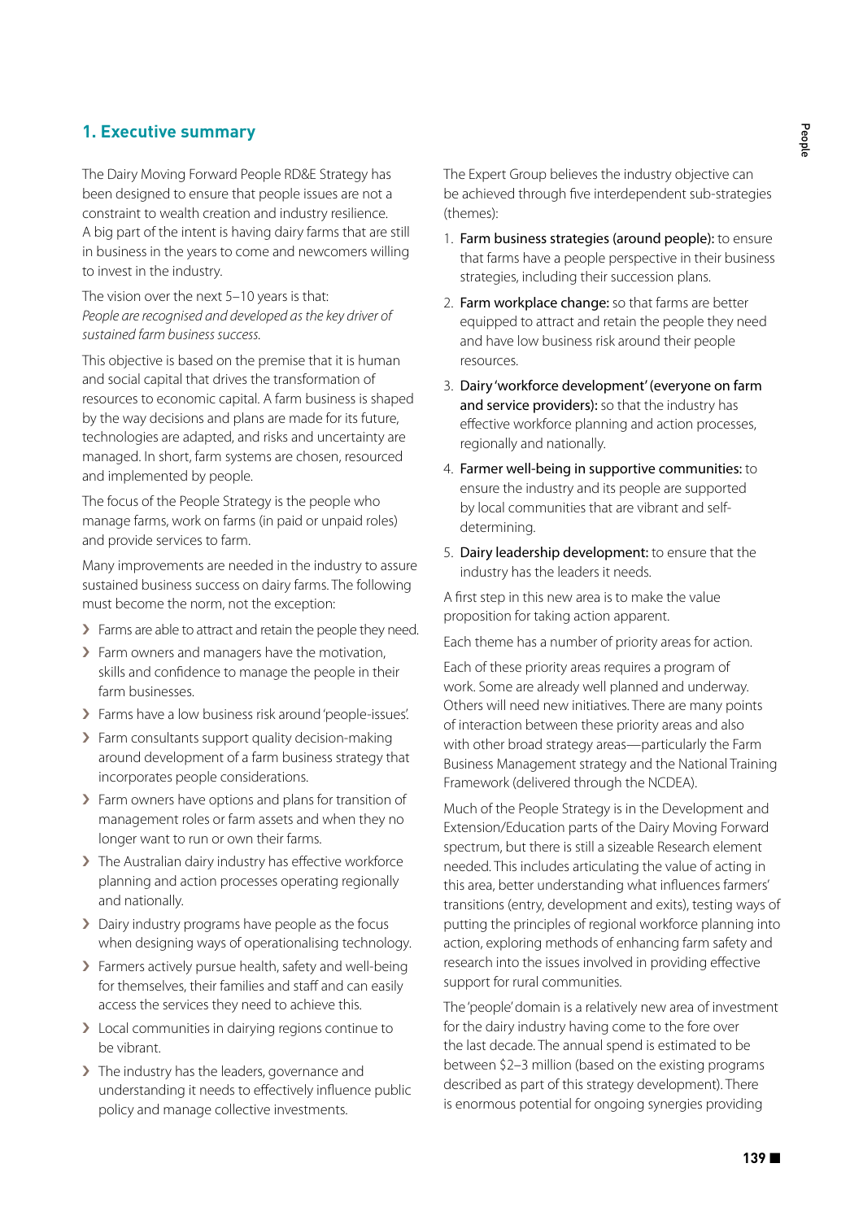## 1. Executive summary

The Dairy Moving Forward People RD&E Strategy has been designed to ensure that people issues are not a constraint to wealth creation and industry resilience. A big part of the intent is having dairy farms that are still in business in the years to come and newcomers willing to invest in the industry.

The vision over the next 5–10 years is that:
*People are recognised and developed as the key driver of sustained farm business success.*

This objective is based on the premise that it is human and social capital that drives the transformation of resources to economic capital. A farm business is shaped by the way decisions and plans are made for its future, technologies are adapted, and risks and uncertainty are managed. In short, farm systems are chosen, resourced and implemented by people.

The focus of the People Strategy is the people who manage farms, work on farms (in paid or unpaid roles) and provide services to farm.

Many improvements are needed in the industry to assure sustained business success on dairy farms. The following must become the norm, not the exception:

- Farms are able to attract and retain the people they need.
- Farm owners and managers have the motivation, skills and confidence to manage the people in their farm businesses.
- Farms have a low business risk around 'people-issues'.
- Farm consultants support quality decision-making around development of a farm business strategy that incorporates people considerations.
- Farm owners have options and plans for transition of management roles or farm assets and when they no longer want to run or own their farms.
- The Australian dairy industry has effective workforce planning and action processes operating regionally and nationally.
- Dairy industry programs have people as the focus when designing ways of operationalising technology.
- Farmers actively pursue health, safety and well-being for themselves, their families and staff and can easily access the services they need to achieve this.
- Local communities in dairying regions continue to be vibrant.
- The industry has the leaders, governance and understanding it needs to effectively influence public policy and manage collective investments.

The Expert Group believes the industry objective can be achieved through five interdependent sub-strategies (themes):

1. Farm business strategies (around people): to ensure that farms have a people perspective in their business strategies, including their succession plans.
2. Farm workplace change: so that farms are better equipped to attract and retain the people they need and have low business risk around their people resources.
3. Dairy 'workforce development' (everyone on farm and service providers): so that the industry has effective workforce planning and action processes, regionally and nationally.
4. Farmer well-being in supportive communities: to ensure the industry and its people are supported by local communities that are vibrant and self-determining.
5. Dairy leadership development: to ensure that the industry has the leaders it needs.

A first step in this new area is to make the value proposition for taking action apparent.

Each theme has a number of priority areas for action.

Each of these priority areas requires a program of work. Some are already well planned and underway. Others will need new initiatives. There are many points of interaction between these priority areas and also with other broad strategy areas—particularly the Farm Business Management strategy and the National Training Framework (delivered through the NCDEA).

Much of the People Strategy is in the Development and Extension/Education parts of the Dairy Moving Forward spectrum, but there is still a sizeable Research element needed. This includes articulating the value of acting in this area, better understanding what influences farmers' transitions (entry, development and exits), testing ways of putting the principles of regional workforce planning into action, exploring methods of enhancing farm safety and research into the issues involved in providing effective support for rural communities.

The 'people' domain is a relatively new area of investment for the dairy industry having come to the fore over the last decade. The annual spend is estimated to be between $2–3 million (based on the existing programs described as part of this strategy development). There is enormous potential for ongoing synergies providing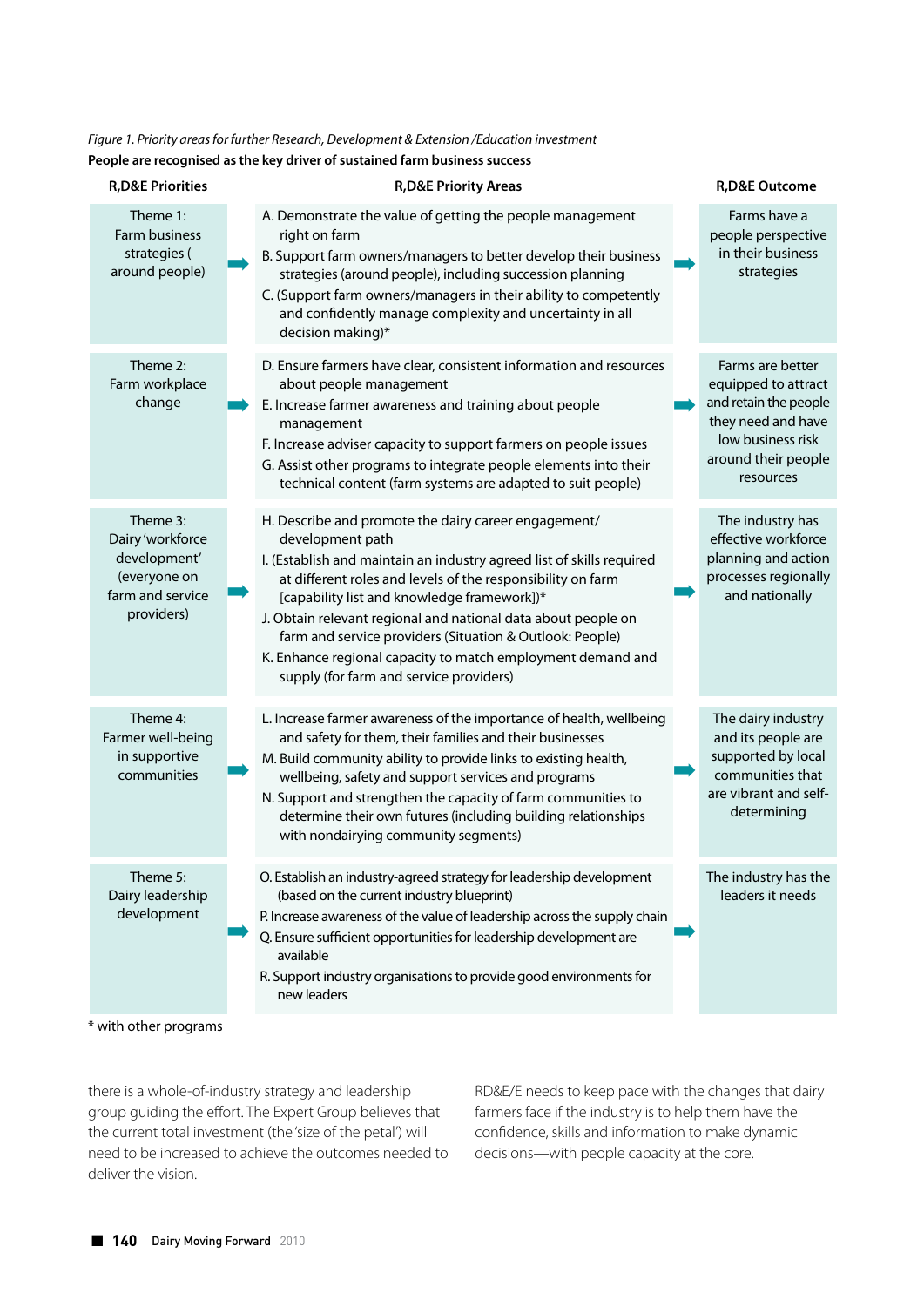*Figure 1. Priority areas for further Research, Development & Extension /Education investment*

**People are recognised as the key driver of sustained farm business success**

| R,D&E Priorities | R,D&E Priority Areas | R,D&E Outcome |
|---|---|---|
| Theme 1: Farm business strategies ( around people) | A. Demonstrate the value of getting the people management right on farm<br>B. Support farm owners/managers to better develop their business strategies (around people), including succession planning<br>C. (Support farm owners/managers in their ability to competently and confidently manage complexity and uncertainty in all decision making)* | Farms have a people perspective in their business strategies |
| Theme 2: Farm workplace change | D. Ensure farmers have clear, consistent information and resources about people management<br>E. Increase farmer awareness and training about people management<br>F. Increase adviser capacity to support farmers on people issues<br>G. Assist other programs to integrate people elements into their technical content (farm systems are adapted to suit people) | Farms are better equipped to attract and retain the people they need and have low business risk around their people resources |
| Theme 3: Dairy 'workforce development' (everyone on farm and service providers) | H. Describe and promote the dairy career engagement/ development path<br>I. (Establish and maintain an industry agreed list of skills required at different roles and levels of the responsibility on farm [capability list and knowledge framework])*<br>J. Obtain relevant regional and national data about people on farm and service providers (Situation & Outlook: People)<br>K. Enhance regional capacity to match employment demand and supply (for farm and service providers) | The industry has effective workforce planning and action processes regionally and nationally |
| Theme 4: Farmer well-being in supportive communities | L. Increase farmer awareness of the importance of health, wellbeing and safety for them, their families and their businesses<br>M. Build community ability to provide links to existing health, wellbeing, safety and support services and programs<br>N. Support and strengthen the capacity of farm communities to determine their own futures (including building relationships with nondairying community segments) | The dairy industry and its people are supported by local communities that are vibrant and self-determining |
| Theme 5: Dairy leadership development | O. Establish an industry-agreed strategy for leadership development (based on the current industry blueprint)<br>P. Increase awareness of the value of leadership across the supply chain<br>Q. Ensure sufficient opportunities for leadership development are available<br>R. Support industry organisations to provide good environments for new leaders | The industry has the leaders it needs |

\* with other programs

there is a whole-of-industry strategy and leadership group guiding the effort. The Expert Group believes that the current total investment (the 'size of the petal') will need to be increased to achieve the outcomes needed to deliver the vision.

RD&E/E needs to keep pace with the changes that dairy farmers face if the industry is to help them have the confidence, skills and information to make dynamic decisions—with people capacity at the core.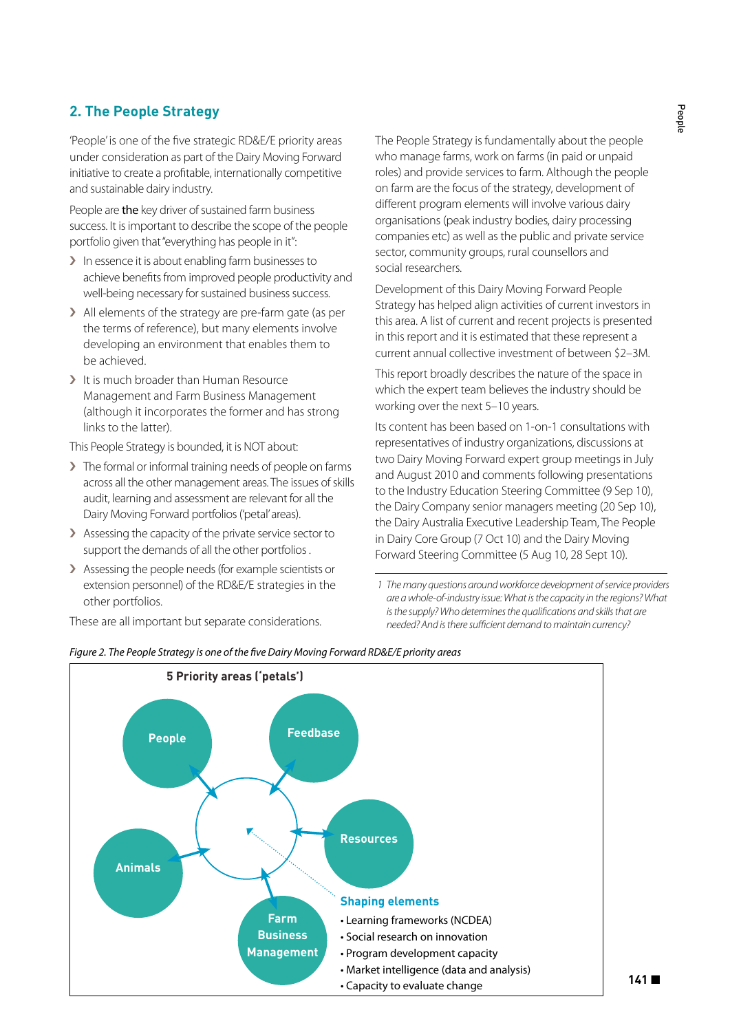## 2. The People Strategy

'People' is one of the five strategic RD&E/E priority areas under consideration as part of the Dairy Moving Forward initiative to create a profitable, internationally competitive and sustainable dairy industry.

People are **the** key driver of sustained farm business success. It is important to describe the scope of the people portfolio given that "everything has people in it":

- In essence it is about enabling farm businesses to achieve benefits from improved people productivity and well-being necessary for sustained business success.
- All elements of the strategy are pre-farm gate (as per the terms of reference), but many elements involve developing an environment that enables them to be achieved.
- It is much broader than Human Resource Management and Farm Business Management (although it incorporates the former and has strong links to the latter).

This People Strategy is bounded, it is NOT about:

- The formal or informal training needs of people on farms across all the other management areas. The issues of skills audit, learning and assessment are relevant for all the Dairy Moving Forward portfolios ('petal' areas).
- Assessing the capacity of the private service sector to support the demands of all the other portfolios .
- Assessing the people needs (for example scientists or extension personnel) of the RD&E/E strategies in the other portfolios.

These are all important but separate considerations.

The People Strategy is fundamentally about the people who manage farms, work on farms (in paid or unpaid roles) and provide services to farm. Although the people on farm are the focus of the strategy, development of different program elements will involve various dairy organisations (peak industry bodies, dairy processing companies etc) as well as the public and private service sector, community groups, rural counsellors and social researchers.

Development of this Dairy Moving Forward People Strategy has helped align activities of current investors in this area. A list of current and recent projects is presented in this report and it is estimated that these represent a current annual collective investment of between $2–3M.

This report broadly describes the nature of the space in which the expert team believes the industry should be working over the next 5–10 years.

Its content has been based on 1-on-1 consultations with representatives of industry organizations, discussions at two Dairy Moving Forward expert group meetings in July and August 2010 and comments following presentations to the Industry Education Steering Committee (9 Sep 10), the Dairy Company senior managers meeting (20 Sep 10), the Dairy Australia Executive Leadership Team, The People in Dairy Core Group (7 Oct 10) and the Dairy Moving Forward Steering Committee (5 Aug 10, 28 Sept 10).

*1 The many questions around workforce development of service providers are a whole-of-industry issue: What is the capacity in the regions? What is the supply? Who determines the qualifications and skills that are needed? And is there sufficient demand to maintain currency?*

*Figure 2. The People Strategy is one of the five Dairy Moving Forward RD&E/E priority areas*

**5 Priority areas ('petals')**

- People
- Feedbase
- Resources
- Animals
- Farm Business Management

**Shaping elements**

- Learning frameworks (NCDEA)
- Social research on innovation
- Program development capacity
- Market intelligence (data and analysis)
- Capacity to evaluate change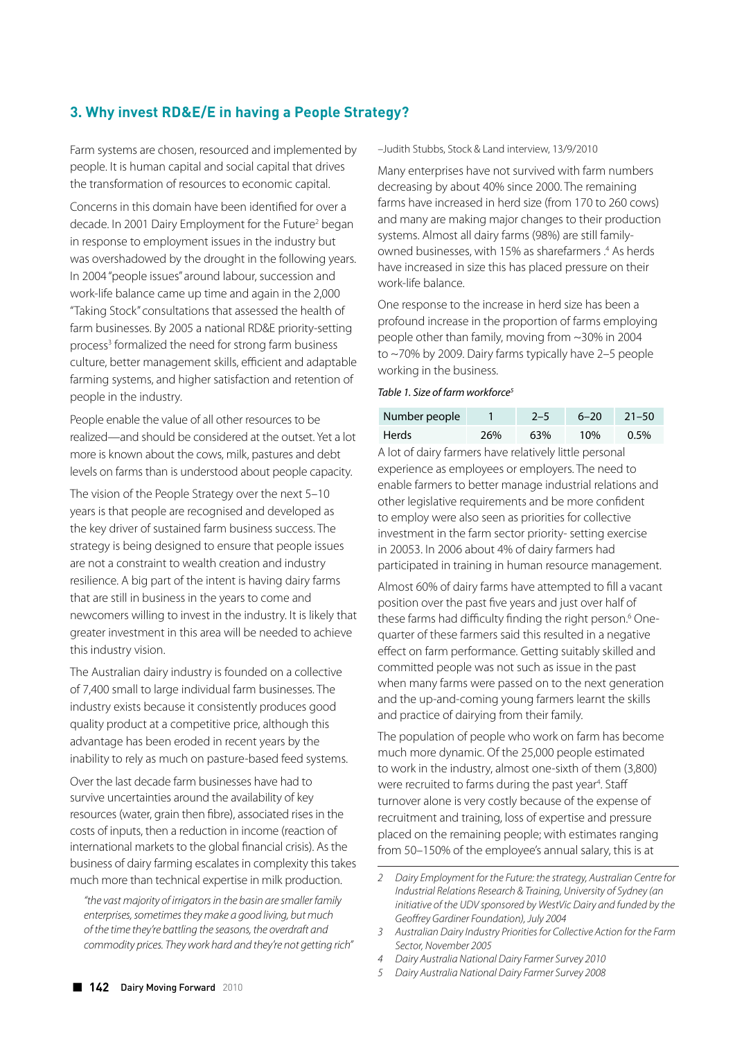## 3. Why invest RD&E/E in having a People Strategy?

Farm systems are chosen, resourced and implemented by people. It is human capital and social capital that drives the transformation of resources to economic capital.

Concerns in this domain have been identified for over a decade. In 2001 Dairy Employment for the Future[2] began in response to employment issues in the industry but was overshadowed by the drought in the following years. In 2004 "people issues" around labour, succession and work-life balance came up time and again in the 2,000 "Taking Stock" consultations that assessed the health of farm businesses. By 2005 a national RD&E priority-setting process[3] formalized the need for strong farm business culture, better management skills, efficient and adaptable farming systems, and higher satisfaction and retention of people in the industry.

People enable the value of all other resources to be realized—and should be considered at the outset. Yet a lot more is known about the cows, milk, pastures and debt levels on farms than is understood about people capacity.

The vision of the People Strategy over the next 5–10 years is that people are recognised and developed as the key driver of sustained farm business success. The strategy is being designed to ensure that people issues are not a constraint to wealth creation and industry resilience. A big part of the intent is having dairy farms that are still in business in the years to come and newcomers willing to invest in the industry. It is likely that greater investment in this area will be needed to achieve this industry vision.

The Australian dairy industry is founded on a collective of 7,400 small to large individual farm businesses. The industry exists because it consistently produces good quality product at a competitive price, although this advantage has been eroded in recent years by the inability to rely as much on pasture-based feed systems.

Over the last decade farm businesses have had to survive uncertainties around the availability of key resources (water, grain then fibre), associated rises in the costs of inputs, then a reduction in income (reaction of international markets to the global financial crisis). As the business of dairy farming escalates in complexity this takes much more than technical expertise in milk production.

> *"the vast majority of irrigators in the basin are smaller family enterprises, sometimes they make a good living, but much of the time they're battling the seasons, the overdraft and commodity prices. They work hard and they're not getting rich"*
>
> –Judith Stubbs, Stock & Land interview, 13/9/2010

Many enterprises have not survived with farm numbers decreasing by about 40% since 2000. The remaining farms have increased in herd size (from 170 to 260 cows) and many are making major changes to their production systems. Almost all dairy farms (98%) are still family-owned businesses, with 15% as sharefarmers .[4] As herds have increased in size this has placed pressure on their work-life balance.

One response to the increase in herd size has been a profound increase in the proportion of farms employing people other than family, moving from ~30% in 2004 to ~70% by 2009. Dairy farms typically have 2–5 people working in the business.

*Table 1. Size of farm workforce[5]*

| Number people | 1 | 2–5 | 6–20 | 21–50 |
|---|---|---|---|---|
| Herds | 26% | 63% | 10% | 0.5% |

A lot of dairy farmers have relatively little personal experience as employees or employers. The need to enable farmers to better manage industrial relations and other legislative requirements and be more confident to employ were also seen as priorities for collective investment in the farm sector priority- setting exercise in 20053. In 2006 about 4% of dairy farmers had participated in training in human resource management.

Almost 60% of dairy farms have attempted to fill a vacant position over the past five years and just over half of these farms had difficulty finding the right person.[6] One-quarter of these farmers said this resulted in a negative effect on farm performance. Getting suitably skilled and committed people was not such as issue in the past when many farms were passed on to the next generation and the up-and-coming young farmers learnt the skills and practice of dairying from their family.

The population of people who work on farm has become much more dynamic. Of the 25,000 people estimated to work in the industry, almost one-sixth of them (3,800) were recruited to farms during the past year[4]. Staff turnover alone is very costly because of the expense of recruitment and training, loss of expertise and pressure placed on the remaining people; with estimates ranging from 50–150% of the employee's annual salary, this is at

---

2 *Dairy Employment for the Future: the strategy, Australian Centre for Industrial Relations Research & Training, University of Sydney (an initiative of the UDV sponsored by WestVic Dairy and funded by the Geoffrey Gardiner Foundation), July 2004*

3 *Australian Dairy Industry Priorities for Collective Action for the Farm Sector, November 2005*

4 *Dairy Australia National Dairy Farmer Survey 2010*

5 *Dairy Australia National Dairy Farmer Survey 2008*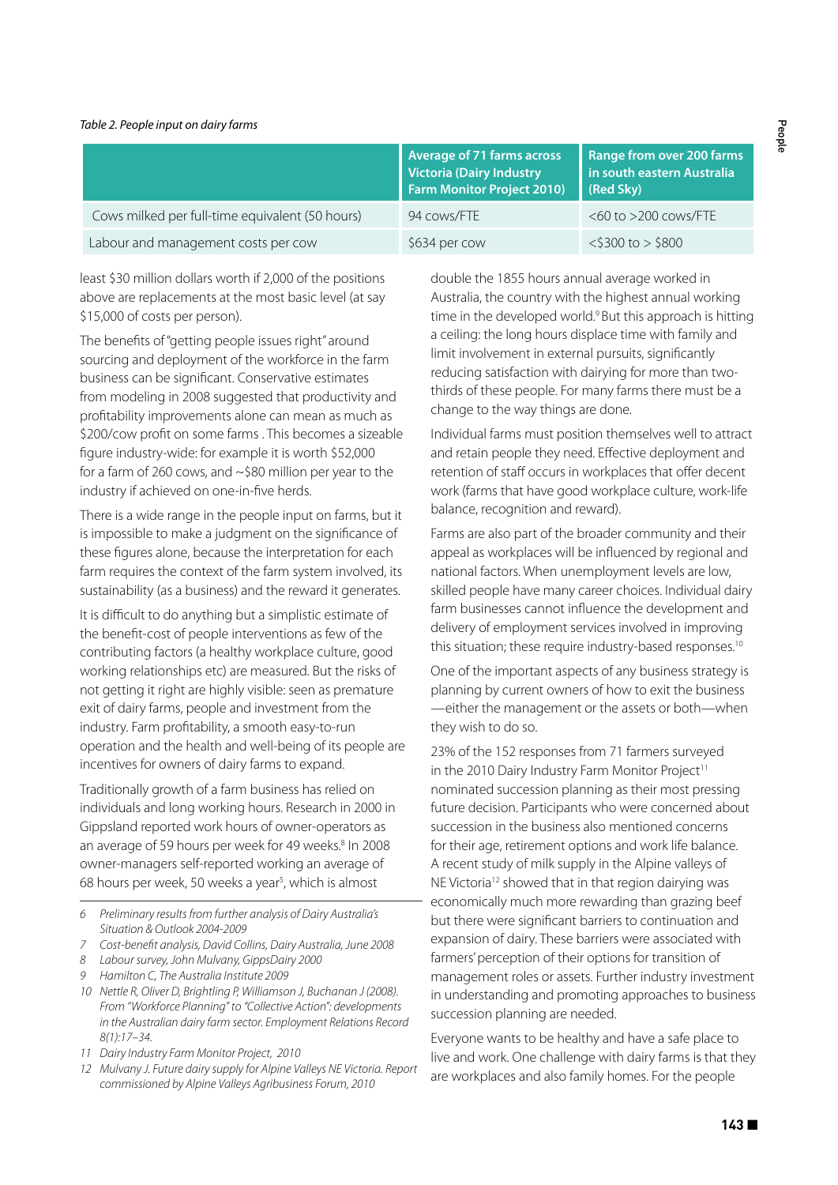*Table 2. People input on dairy farms*

| | Average of 71 farms across Victoria (Dairy Industry Farm Monitor Project 2010) | Range from over 200 farms in south eastern Australia (Red Sky) |
|---|---|---|
| Cows milked per full-time equivalent (50 hours) | 94 cows/FTE | <60 to >200 cows/FTE |
| Labour and management costs per cow | $634 per cow | <$300 to > $800 |

least $30 million dollars worth if 2,000 of the positions above are replacements at the most basic level (at say $15,000 of costs per person).

The benefits of "getting people issues right" around sourcing and deployment of the workforce in the farm business can be significant. Conservative estimates from modeling in 2008 suggested that productivity and profitability improvements alone can mean as much as $200/cow profit on some farms . This becomes a sizeable figure industry-wide: for example it is worth $52,000 for a farm of 260 cows, and ~$80 million per year to the industry if achieved on one-in-five herds.

There is a wide range in the people input on farms, but it is impossible to make a judgment on the significance of these figures alone, because the interpretation for each farm requires the context of the farm system involved, its sustainability (as a business) and the reward it generates.

It is difficult to do anything but a simplistic estimate of the benefit-cost of people interventions as few of the contributing factors (a healthy workplace culture, good working relationships etc) are measured. But the risks of not getting it right are highly visible: seen as premature exit of dairy farms, people and investment from the industry. Farm profitability, a smooth easy-to-run operation and the health and well-being of its people are incentives for owners of dairy farms to expand.

Traditionally growth of a farm business has relied on individuals and long working hours. Research in 2000 in Gippsland reported work hours of owner-operators as an average of 59 hours per week for 49 weeks.[8] In 2008 owner-managers self-reported working an average of 68 hours per week, 50 weeks a year[5], which is almost double the 1855 hours annual average worked in Australia, the country with the highest annual working time in the developed world.[9] But this approach is hitting a ceiling: the long hours displace time with family and limit involvement in external pursuits, significantly reducing satisfaction with dairying for more than two-thirds of these people. For many farms there must be a change to the way things are done.

Individual farms must position themselves well to attract and retain people they need. Effective deployment and retention of staff occurs in workplaces that offer decent work (farms that have good workplace culture, work-life balance, recognition and reward).

Farms are also part of the broader community and their appeal as workplaces will be influenced by regional and national factors. When unemployment levels are low, skilled people have many career choices. Individual dairy farm businesses cannot influence the development and delivery of employment services involved in improving this situation; these require industry-based responses.[10]

One of the important aspects of any business strategy is planning by current owners of how to exit the business —either the management or the assets or both—when they wish to do so.

23% of the 152 responses from 71 farmers surveyed in the 2010 Dairy Industry Farm Monitor Project[11] nominated succession planning as their most pressing future decision. Participants who were concerned about succession in the business also mentioned concerns for their age, retirement options and work life balance. A recent study of milk supply in the Alpine valleys of NE Victoria[12] showed that in that region dairying was economically much more rewarding than grazing beef but there were significant barriers to continuation and expansion of dairy. These barriers were associated with farmers' perception of their options for transition of management roles or assets. Further industry investment in understanding and promoting approaches to business succession planning are needed.

Everyone wants to be healthy and have a safe place to live and work. One challenge with dairy farms is that they are workplaces and also family homes. For the people

---

6 *Preliminary results from further analysis of Dairy Australia's Situation & Outlook 2004-2009*

7 *Cost-benefit analysis, David Collins, Dairy Australia, June 2008*

8 *Labour survey, John Mulvany, GippsDairy 2000*

9 *Hamilton C, The Australia Institute 2009*

10 *Nettle R, Oliver D, Brightling P, Williamson J, Buchanan J (2008). From "Workforce Planning" to "Collective Action": developments in the Australian dairy farm sector. Employment Relations Record 8(1):17–34.*

11 *Dairy Industry Farm Monitor Project, 2010*

12 *Mulvany J. Future dairy supply for Alpine Valleys NE Victoria. Report commissioned by Alpine Valleys Agribusiness Forum, 2010*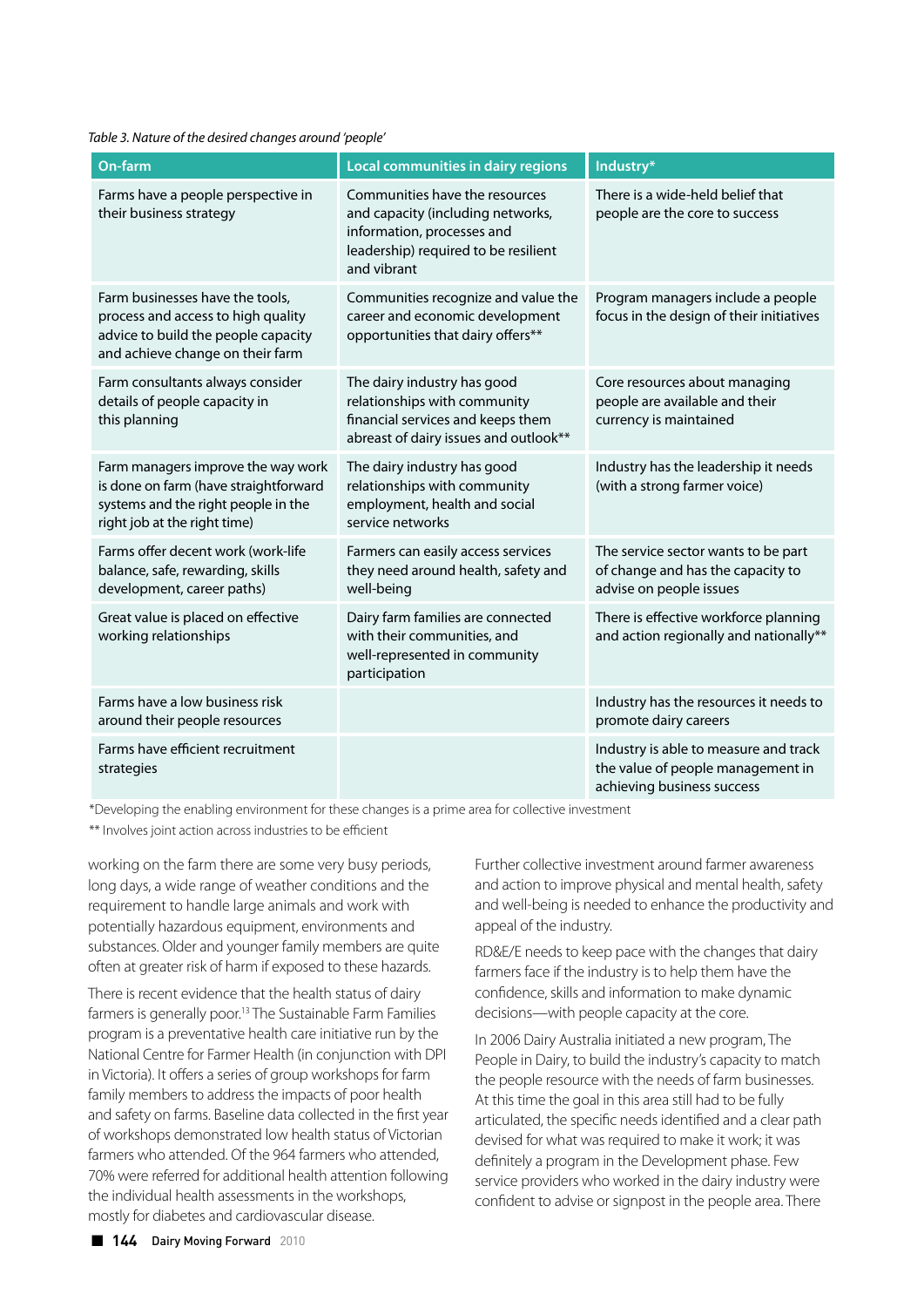*Table 3. Nature of the desired changes around 'people'*

| On-farm | Local communities in dairy regions | Industry* |
|---|---|---|
| Farms have a people perspective in their business strategy | Communities have the resources and capacity (including networks, information, processes and leadership) required to be resilient and vibrant | There is a wide-held belief that people are the core to success |
| Farm businesses have the tools, process and access to high quality advice to build the people capacity and achieve change on their farm | Communities recognize and value the career and economic development opportunities that dairy offers** | Program managers include a people focus in the design of their initiatives |
| Farm consultants always consider details of people capacity in this planning | The dairy industry has good relationships with community financial services and keeps them abreast of dairy issues and outlook** | Core resources about managing people are available and their currency is maintained |
| Farm managers improve the way work is done on farm (have straightforward systems and the right people in the right job at the right time) | The dairy industry has good relationships with community employment, health and social service networks | Industry has the leadership it needs (with a strong farmer voice) |
| Farms offer decent work (work-life balance, safe, rewarding, skills development, career paths) | Farmers can easily access services they need around health, safety and well-being | The service sector wants to be part of change and has the capacity to advise on people issues |
| Great value is placed on effective working relationships | Dairy farm families are connected with their communities, and well-represented in community participation | There is effective workforce planning and action regionally and nationally** |
| Farms have a low business risk around their people resources | | Industry has the resources it needs to promote dairy careers |
| Farms have efficient recruitment strategies | | Industry is able to measure and track the value of people management in achieving business success |

*Developing the enabling environment for these changes is a prime area for collective investment

** Involves joint action across industries to be efficient

working on the farm there are some very busy periods, long days, a wide range of weather conditions and the requirement to handle large animals and work with potentially hazardous equipment, environments and substances. Older and younger family members are quite often at greater risk of harm if exposed to these hazards.

There is recent evidence that the health status of dairy farmers is generally poor.[13] The Sustainable Farm Families program is a preventative health care initiative run by the National Centre for Farmer Health (in conjunction with DPI in Victoria). It offers a series of group workshops for farm family members to address the impacts of poor health and safety on farms. Baseline data collected in the first year of workshops demonstrated low health status of Victorian farmers who attended. Of the 964 farmers who attended, 70% were referred for additional health attention following the individual health assessments in the workshops, mostly for diabetes and cardiovascular disease.

Further collective investment around farmer awareness and action to improve physical and mental health, safety and well-being is needed to enhance the productivity and appeal of the industry.

RD&E/E needs to keep pace with the changes that dairy farmers face if the industry is to help them have the confidence, skills and information to make dynamic decisions—with people capacity at the core.

In 2006 Dairy Australia initiated a new program, The People in Dairy, to build the industry's capacity to match the people resource with the needs of farm businesses. At this time the goal in this area still had to be fully articulated, the specific needs identified and a clear path devised for what was required to make it work; it was definitely a program in the Development phase. Few service providers who worked in the dairy industry were confident to advise or signpost in the people area. There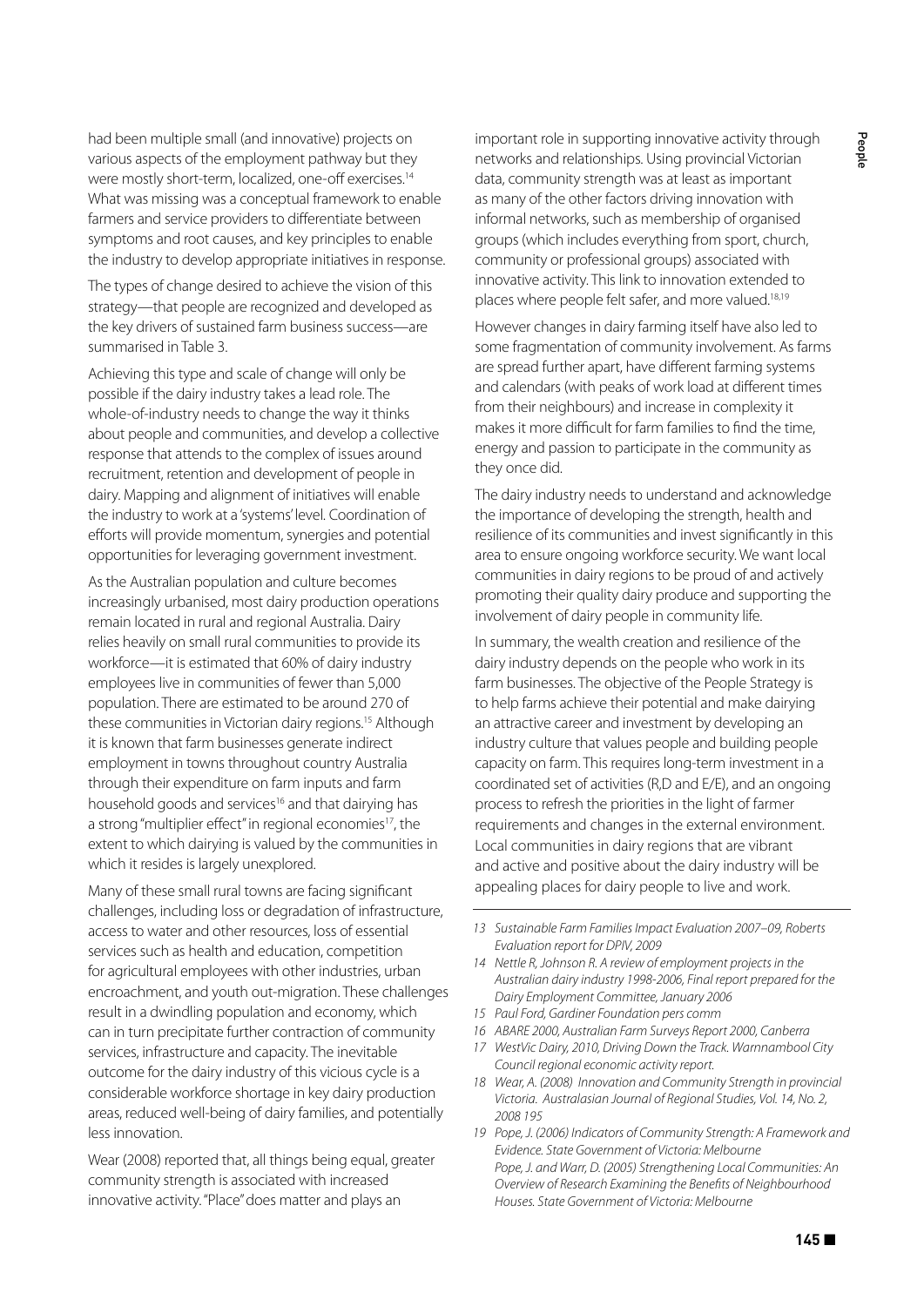had been multiple small (and innovative) projects on various aspects of the employment pathway but they were mostly short-term, localized, one-off exercises.[14] What was missing was a conceptual framework to enable farmers and service providers to differentiate between symptoms and root causes, and key principles to enable the industry to develop appropriate initiatives in response.

The types of change desired to achieve the vision of this strategy—that people are recognized and developed as the key drivers of sustained farm business success—are summarised in Table 3.

Achieving this type and scale of change will only be possible if the dairy industry takes a lead role. The whole-of-industry needs to change the way it thinks about people and communities, and develop a collective response that attends to the complex of issues around recruitment, retention and development of people in dairy. Mapping and alignment of initiatives will enable the industry to work at a 'systems' level. Coordination of efforts will provide momentum, synergies and potential opportunities for leveraging government investment.

As the Australian population and culture becomes increasingly urbanised, most dairy production operations remain located in rural and regional Australia. Dairy relies heavily on small rural communities to provide its workforce—it is estimated that 60% of dairy industry employees live in communities of fewer than 5,000 population. There are estimated to be around 270 of these communities in Victorian dairy regions.[15] Although it is known that farm businesses generate indirect employment in towns throughout country Australia through their expenditure on farm inputs and farm household goods and services[16] and that dairying has a strong "multiplier effect" in regional economies[17], the extent to which dairying is valued by the communities in which it resides is largely unexplored.

Many of these small rural towns are facing significant challenges, including loss or degradation of infrastructure, access to water and other resources, loss of essential services such as health and education, competition for agricultural employees with other industries, urban encroachment, and youth out-migration. These challenges result in a dwindling population and economy, which can in turn precipitate further contraction of community services, infrastructure and capacity. The inevitable outcome for the dairy industry of this vicious cycle is a considerable workforce shortage in key dairy production areas, reduced well-being of dairy families, and potentially less innovation.

Wear (2008) reported that, all things being equal, greater community strength is associated with increased innovative activity. "Place" does matter and plays an important role in supporting innovative activity through networks and relationships. Using provincial Victorian data, community strength was at least as important as many of the other factors driving innovation with informal networks, such as membership of organised groups (which includes everything from sport, church, community or professional groups) associated with innovative activity. This link to innovation extended to places where people felt safer, and more valued.[18,19]

However changes in dairy farming itself have also led to some fragmentation of community involvement. As farms are spread further apart, have different farming systems and calendars (with peaks of work load at different times from their neighbours) and increase in complexity it makes it more difficult for farm families to find the time, energy and passion to participate in the community as they once did.

The dairy industry needs to understand and acknowledge the importance of developing the strength, health and resilience of its communities and invest significantly in this area to ensure ongoing workforce security. We want local communities in dairy regions to be proud of and actively promoting their quality dairy produce and supporting the involvement of dairy people in community life.

In summary, the wealth creation and resilience of the dairy industry depends on the people who work in its farm businesses. The objective of the People Strategy is to help farms achieve their potential and make dairying an attractive career and investment by developing an industry culture that values people and building people capacity on farm. This requires long-term investment in a coordinated set of activities (R,D and E/E), and an ongoing process to refresh the priorities in the light of farmer requirements and changes in the external environment. Local communities in dairy regions that are vibrant and active and positive about the dairy industry will be appealing places for dairy people to live and work.

---

13 *Sustainable Farm Families Impact Evaluation 2007–09, Roberts Evaluation report for DPIV, 2009*

14 *Nettle R, Johnson R. A review of employment projects in the Australian dairy industry 1998-2006, Final report prepared for the Dairy Employment Committee, January 2006*

15 *Paul Ford, Gardiner Foundation pers comm*

16 *ABARE 2000, Australian Farm Surveys Report 2000, Canberra*

17 *WestVic Dairy, 2010, Driving Down the Track. Warnnambool City Council regional economic activity report.*

18 *Wear, A. (2008) Innovation and Community Strength in provincial Victoria. Australasian Journal of Regional Studies, Vol. 14, No. 2, 2008 195*

19 *Pope, J. (2006) Indicators of Community Strength: A Framework and Evidence. State Government of Victoria: Melbourne*
*Pope, J. and Warr, D. (2005) Strengthening Local Communities: An Overview of Research Examining the Benefits of Neighbourhood Houses. State Government of Victoria: Melbourne*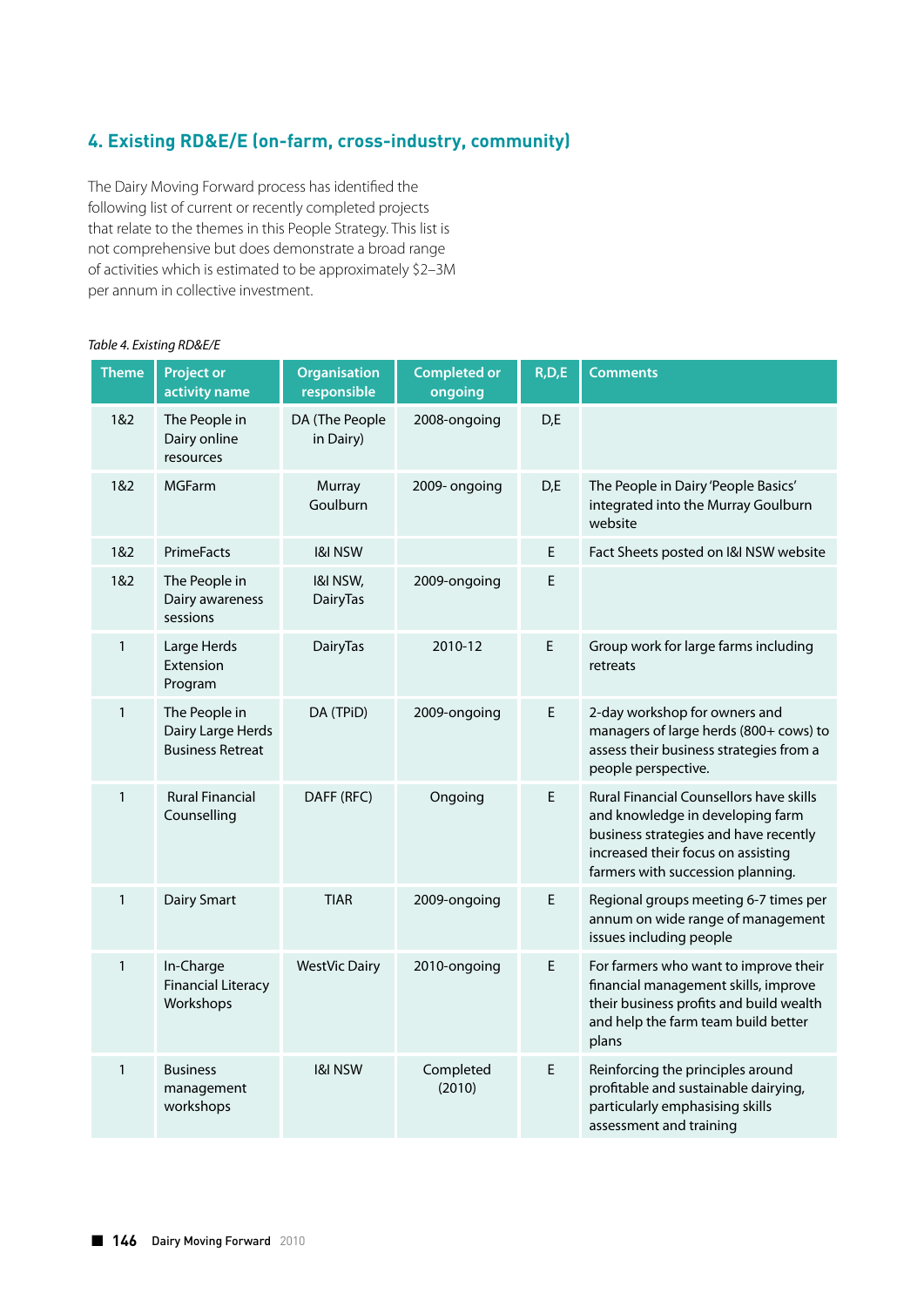## 4. Existing RD&E/E (on-farm, cross-industry, community)

The Dairy Moving Forward process has identified the following list of current or recently completed projects that relate to the themes in this People Strategy. This list is not comprehensive but does demonstrate a broad range of activities which is estimated to be approximately $2–3M per annum in collective investment.

*Table 4. Existing RD&E/E*

| Theme | Project or activity name | Organisation responsible | Completed or ongoing | R,D,E | Comments |
|---|---|---|---|---|---|
| 1&2 | The People in Dairy online resources | DA (The People in Dairy) | 2008-ongoing | D,E | |
| 1&2 | MGFarm | Murray Goulburn | 2009- ongoing | D,E | The People in Dairy 'People Basics' integrated into the Murray Goulburn website |
| 1&2 | PrimeFacts | I&I NSW | | E | Fact Sheets posted on I&I NSW website |
| 1&2 | The People in Dairy awareness sessions | I&I NSW, DairyTas | 2009-ongoing | E | |
| 1 | Large Herds Extension Program | DairyTas | 2010-12 | E | Group work for large farms including retreats |
| 1 | The People in Dairy Large Herds Business Retreat | DA (TPiD) | 2009-ongoing | E | 2-day workshop for owners and managers of large herds (800+ cows) to assess their business strategies from a people perspective. |
| 1 | Rural Financial Counselling | DAFF (RFC) | Ongoing | E | Rural Financial Counsellors have skills and knowledge in developing farm business strategies and have recently increased their focus on assisting farmers with succession planning. |
| 1 | Dairy Smart | TIAR | 2009-ongoing | E | Regional groups meeting 6-7 times per annum on wide range of management issues including people |
| 1 | In-Charge Financial Literacy Workshops | WestVic Dairy | 2010-ongoing | E | For farmers who want to improve their financial management skills, improve their business profits and build wealth and help the farm team build better plans |
| 1 | Business management workshops | I&I NSW | Completed (2010) | E | Reinforcing the principles around profitable and sustainable dairying, particularly emphasising skills assessment and training |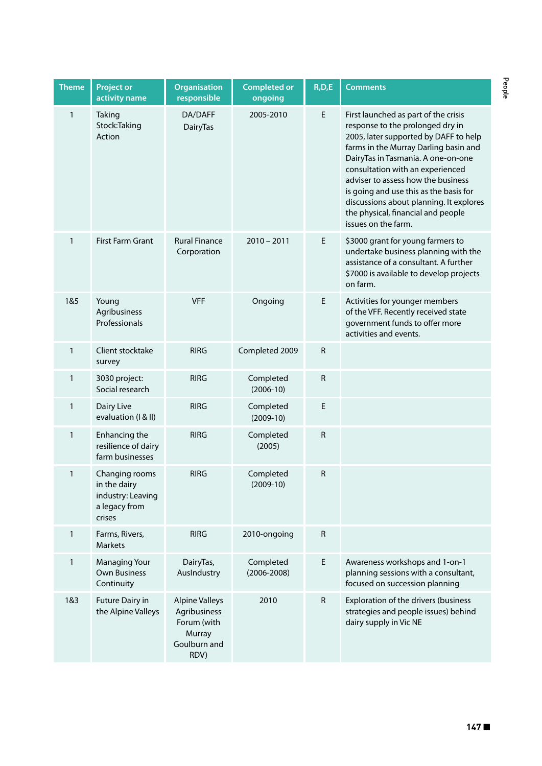| Theme | Project or activity name | Organisation responsible | Completed or ongoing | R,D,E | Comments |
|---|---|---|---|---|---|
| 1 | Taking Stock:Taking Action | DA/DAFF DairyTas | 2005-2010 | E | First launched as part of the crisis response to the prolonged dry in 2005, later supported by DAFF to help farms in the Murray Darling basin and DairyTas in Tasmania. A one-on-one consultation with an experienced adviser to assess how the business is going and use this as the basis for discussions about planning. It explores the physical, financial and people issues on the farm. |
| 1 | First Farm Grant | Rural Finance Corporation | 2010 – 2011 | E | $3000 grant for young farmers to undertake business planning with the assistance of a consultant. A further $7000 is available to develop projects on farm. |
| 1&5 | Young Agribusiness Professionals | VFF | Ongoing | E | Activities for younger members of the VFF. Recently received state government funds to offer more activities and events. |
| 1 | Client stocktake survey | RIRG | Completed 2009 | R | |
| 1 | 3030 project: Social research | RIRG | Completed (2006-10) | R | |
| 1 | Dairy Live evaluation (I & II) | RIRG | Completed (2009-10) | E | |
| 1 | Enhancing the resilience of dairy farm businesses | RIRG | Completed (2005) | R | |
| 1 | Changing rooms in the dairy industry: Leaving a legacy from crises | RIRG | Completed (2009-10) | R | |
| 1 | Farms, Rivers, Markets | RIRG | 2010-ongoing | R | |
| 1 | Managing Your Own Business Continuity | DairyTas, AusIndustry | Completed (2006-2008) | E | Awareness workshops and 1-on-1 planning sessions with a consultant, focused on succession planning |
| 1&3 | Future Dairy in the Alpine Valleys | Alpine Valleys Agribusiness Forum (with Murray Goulburn and RDV) | 2010 | R | Exploration of the drivers (business strategies and people issues) behind dairy supply in Vic NE |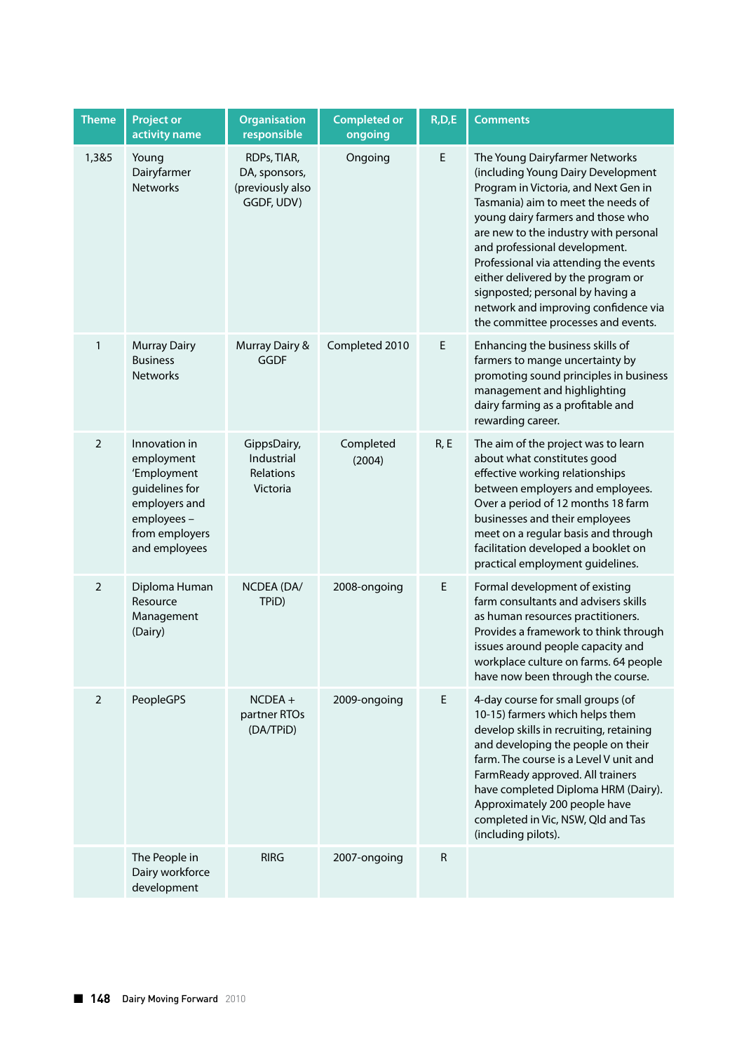| Theme | Project or activity name | Organisation responsible | Completed or ongoing | R,D,E | Comments |
|---|---|---|---|---|---|
| 1,3&5 | Young Dairyfarmer Networks | RDPs, TIAR, DA, sponsors, (previously also GGDF, UDV) | Ongoing | E | The Young Dairyfarmer Networks (including Young Dairy Development Program in Victoria, and Next Gen in Tasmania) aim to meet the needs of young dairy farmers and those who are new to the industry with personal and professional development. Professional via attending the events either delivered by the program or signposted; personal by having a network and improving confidence via the committee processes and events. |
| 1 | Murray Dairy Business Networks | Murray Dairy & GGDF | Completed 2010 | E | Enhancing the business skills of farmers to mange uncertainty by promoting sound principles in business management and highlighting dairy farming as a profitable and rewarding career. |
| 2 | Innovation in employment 'Employment guidelines for employers and employees – from employers and employees | GippsDairy, Industrial Relations Victoria | Completed (2004) | R, E | The aim of the project was to learn about what constitutes good effective working relationships between employers and employees. Over a period of 12 months 18 farm businesses and their employees meet on a regular basis and through facilitation developed a booklet on practical employment guidelines. |
| 2 | Diploma Human Resource Management (Dairy) | NCDEA (DA/ TPiD) | 2008-ongoing | E | Formal development of existing farm consultants and advisers skills as human resources practitioners. Provides a framework to think through issues around people capacity and workplace culture on farms. 64 people have now been through the course. |
| 2 | PeopleGPS | NCDEA + partner RTOs (DA/TPiD) | 2009-ongoing | E | 4-day course for small groups (of 10-15) farmers which helps them develop skills in recruiting, retaining and developing the people on their farm. The course is a Level V unit and FarmReady approved. All trainers have completed Diploma HRM (Dairy). Approximately 200 people have completed in Vic, NSW, Qld and Tas (including pilots). |
| | The People in Dairy workforce development | RIRG | 2007-ongoing | R | |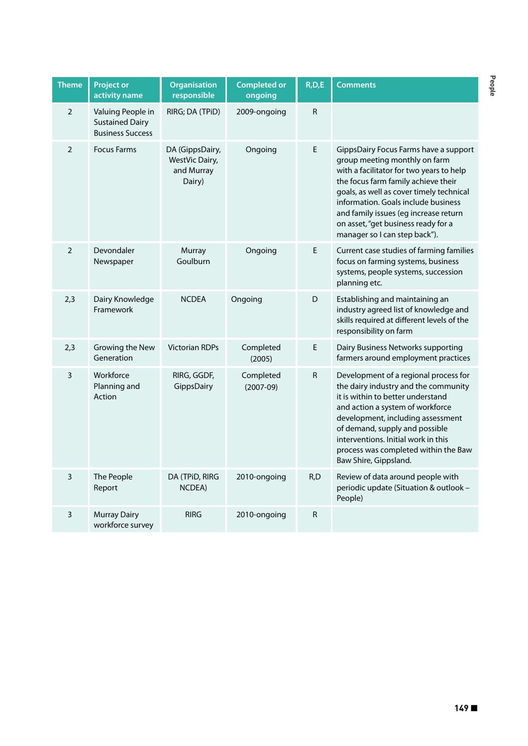| Theme | Project or activity name | Organisation responsible | Completed or ongoing | R,D,E | Comments |
|---|---|---|---|---|---|
| 2 | Valuing People in Sustained Dairy Business Success | RIRG; DA (TPiD) | 2009-ongoing | R | |
| 2 | Focus Farms | DA (GippsDairy, WestVic Dairy, and Murray Dairy) | Ongoing | E | GippsDairy Focus Farms have a support group meeting monthly on farm with a facilitator for two years to help the focus farm family achieve their goals, as well as cover timely technical information. Goals include business and family issues (eg increase return on asset, "get business ready for a manager so I can step back"). |
| 2 | Devondaler Newspaper | Murray Goulburn | Ongoing | E | Current case studies of farming families focus on farming systems, business systems, people systems, succession planning etc. |
| 2,3 | Dairy Knowledge Framework | NCDEA | Ongoing | D | Establishing and maintaining an industry agreed list of knowledge and skills required at different levels of the responsibility on farm |
| 2,3 | Growing the New Generation | Victorian RDPs | Completed (2005) | E | Dairy Business Networks supporting farmers around employment practices |
| 3 | Workforce Planning and Action | RIRG, GGDF, GippsDairy | Completed (2007-09) | R | Development of a regional process for the dairy industry and the community it is within to better understand and action a system of workforce development, including assessment of demand, supply and possible interventions. Initial work in this process was completed within the Baw Baw Shire, Gippsland. |
| 3 | The People Report | DA (TPiD, RIRG NCDEA) | 2010-ongoing | R,D | Review of data around people with periodic update (Situation & outlook – People) |
| 3 | Murray Dairy workforce survey | RIRG | 2010-ongoing | R | |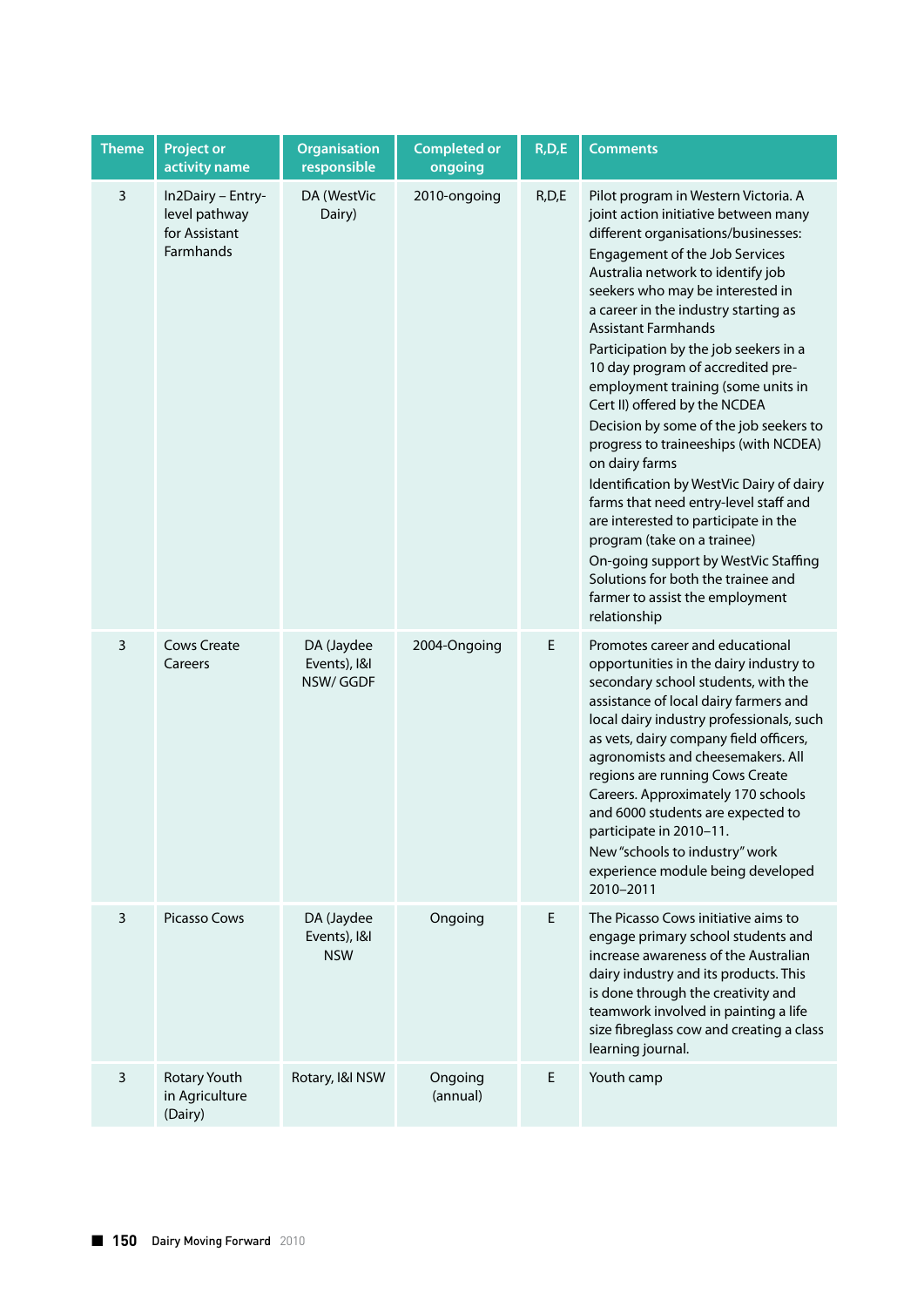| Theme | Project or activity name | Organisation responsible | Completed or ongoing | R,D,E | Comments |
|---|---|---|---|---|---|
| 3 | In2Dairy – Entry-level pathway for Assistant Farmhands | DA (WestVic Dairy) | 2010-ongoing | R,D,E | Pilot program in Western Victoria. A joint action initiative between many different organisations/businesses: Engagement of the Job Services Australia network to identify job seekers who may be interested in a career in the industry starting as Assistant Farmhands<br>Participation by the job seekers in a 10 day program of accredited pre-employment training (some units in Cert II) offered by the NCDEA<br>Decision by some of the job seekers to progress to traineeships (with NCDEA) on dairy farms<br>Identification by WestVic Dairy of dairy farms that need entry-level staff and are interested to participate in the program (take on a trainee)<br>On-going support by WestVic Staffing Solutions for both the trainee and farmer to assist the employment relationship |
| 3 | Cows Create Careers | DA (Jaydee Events), I&I NSW/ GGDF | 2004-Ongoing | E | Promotes career and educational opportunities in the dairy industry to secondary school students, with the assistance of local dairy farmers and local dairy industry professionals, such as vets, dairy company field officers, agronomists and cheesemakers. All regions are running Cows Create Careers. Approximately 170 schools and 6000 students are expected to participate in 2010–11.<br>New "schools to industry" work experience module being developed 2010–2011 |
| 3 | Picasso Cows | DA (Jaydee Events), I&I NSW | Ongoing | E | The Picasso Cows initiative aims to engage primary school students and increase awareness of the Australian dairy industry and its products. This is done through the creativity and teamwork involved in painting a life size fibreglass cow and creating a class learning journal. |
| 3 | Rotary Youth in Agriculture (Dairy) | Rotary, I&I NSW | Ongoing (annual) | E | Youth camp |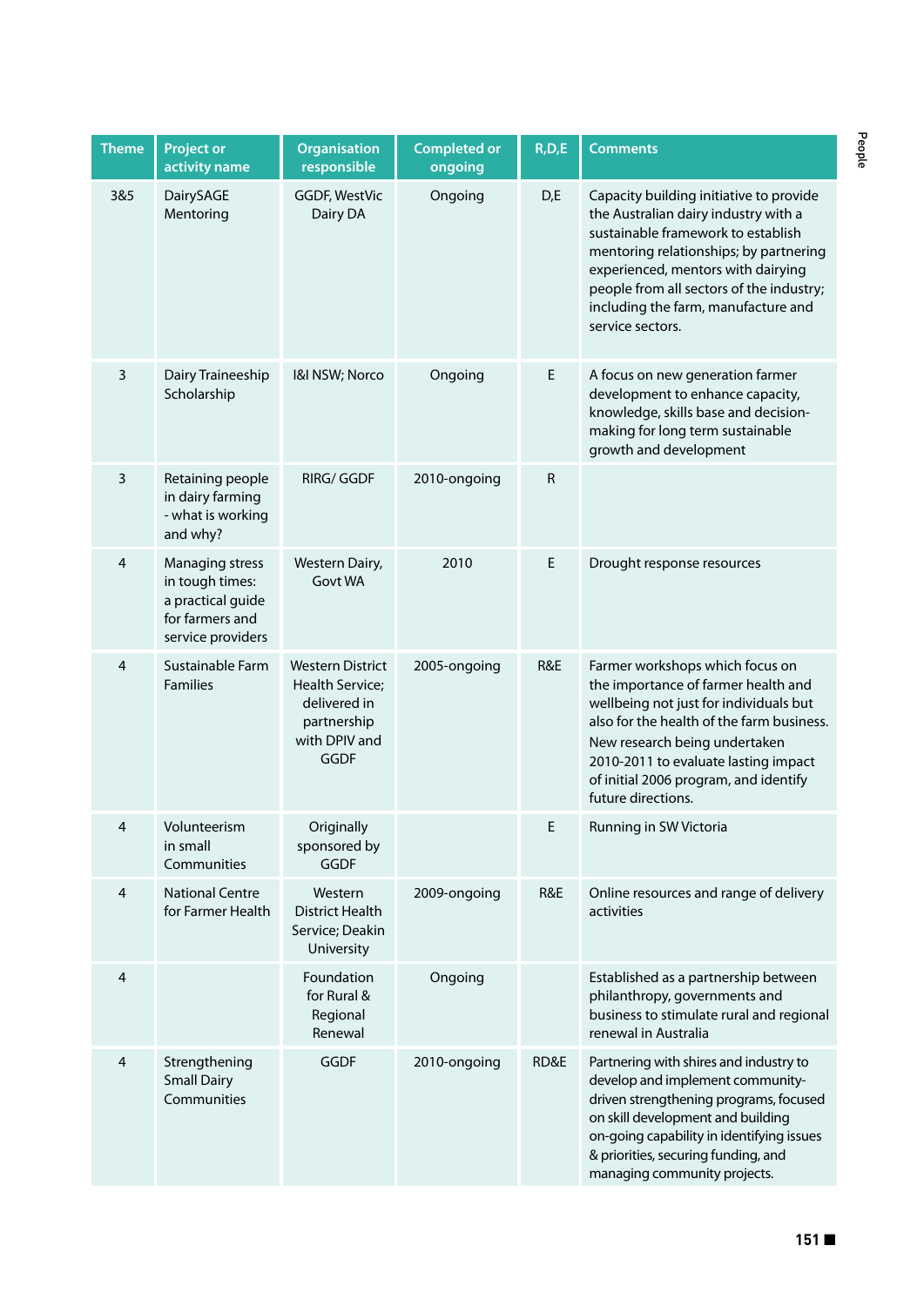| Theme | Project or activity name | Organisation responsible | Completed or ongoing | R,D,E | Comments |
|---|---|---|---|---|---|
| 3&5 | DairySAGE Mentoring | GGDF, WestVic Dairy DA | Ongoing | D,E | Capacity building initiative to provide the Australian dairy industry with a sustainable framework to establish mentoring relationships; by partnering experienced, mentors with dairying people from all sectors of the industry; including the farm, manufacture and service sectors. |
| 3 | Dairy Traineeship Scholarship | I&I NSW; Norco | Ongoing | E | A focus on new generation farmer development to enhance capacity, knowledge, skills base and decision-making for long term sustainable growth and development |
| 3 | Retaining people in dairy farming - what is working and why? | RIRG/ GGDF | 2010-ongoing | R | |
| 4 | Managing stress in tough times: a practical guide for farmers and service providers | Western Dairy, Govt WA | 2010 | E | Drought response resources |
| 4 | Sustainable Farm Families | Western District Health Service; delivered in partnership with DPIV and GGDF | 2005-ongoing | R&E | Farmer workshops which focus on the importance of farmer health and wellbeing not just for individuals but also for the health of the farm business. New research being undertaken 2010-2011 to evaluate lasting impact of initial 2006 program, and identify future directions. |
| 4 | Volunteerism in small Communities | Originally sponsored by GGDF | | E | Running in SW Victoria |
| 4 | National Centre for Farmer Health | Western District Health Service; Deakin University | 2009-ongoing | R&E | Online resources and range of delivery activities |
| 4 | | Foundation for Rural & Regional Renewal | Ongoing | | Established as a partnership between philanthropy, governments and business to stimulate rural and regional renewal in Australia |
| 4 | Strengthening Small Dairy Communities | GGDF | 2010-ongoing | RD&E | Partnering with shires and industry to develop and implement community-driven strengthening programs, focused on skill development and building on-going capability in identifying issues & priorities, securing funding, and managing community projects. |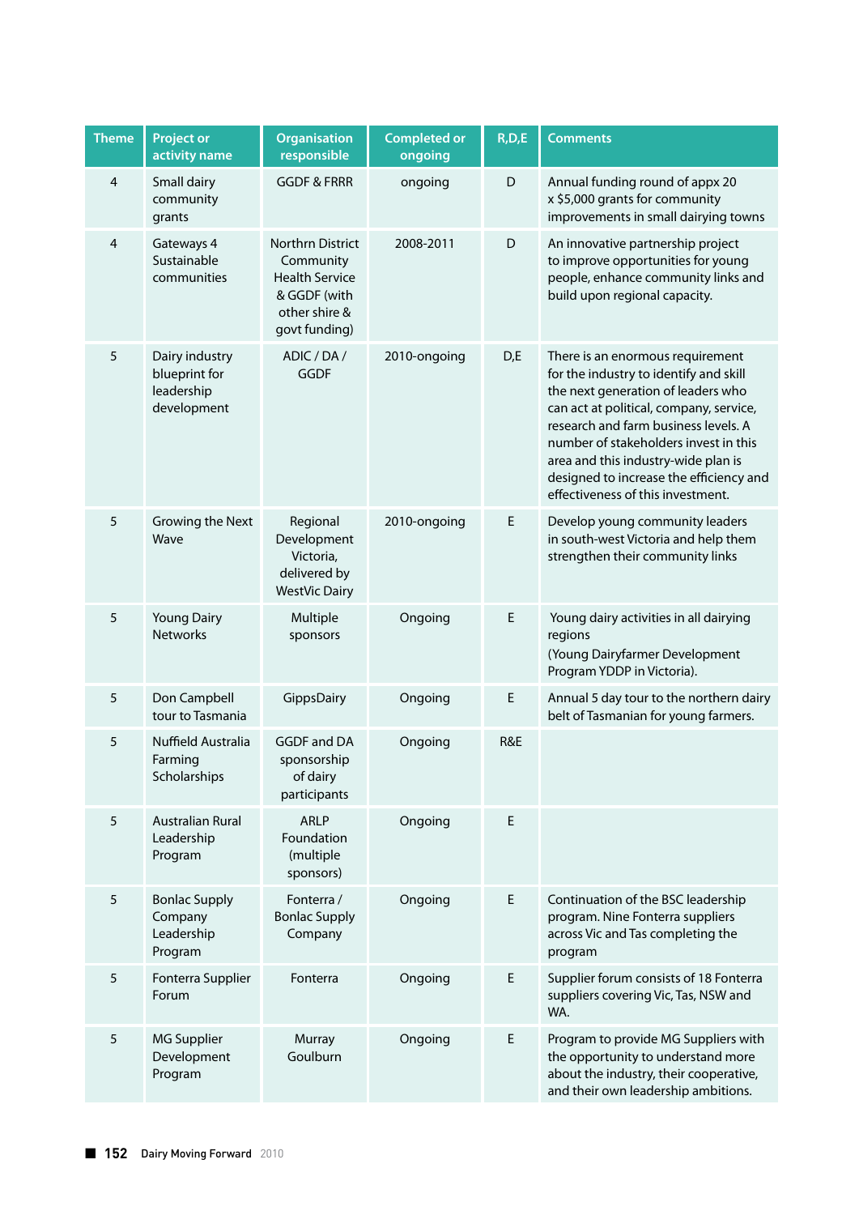| Theme | Project or activity name | Organisation responsible | Completed or ongoing | R,D,E | Comments |
|---|---|---|---|---|---|
| 4 | Small dairy community grants | GGDF & FRRR | ongoing | D | Annual funding round of appx 20 x $5,000 grants for community improvements in small dairying towns |
| 4 | Gateways 4 Sustainable communities | Northrn District Community Health Service & GGDF (with other shire & govt funding) | 2008-2011 | D | An innovative partnership project to improve opportunities for young people, enhance community links and build upon regional capacity. |
| 5 | Dairy industry blueprint for leadership development | ADIC / DA / GGDF | 2010-ongoing | D,E | There is an enormous requirement for the industry to identify and skill the next generation of leaders who can act at political, company, service, research and farm business levels. A number of stakeholders invest in this area and this industry-wide plan is designed to increase the efficiency and effectiveness of this investment. |
| 5 | Growing the Next Wave | Regional Development Victoria, delivered by WestVic Dairy | 2010-ongoing | E | Develop young community leaders in south-west Victoria and help them strengthen their community links |
| 5 | Young Dairy Networks | Multiple sponsors | Ongoing | E | Young dairy activities in all dairying regions (Young Dairyfarmer Development Program YDDP in Victoria). |
| 5 | Don Campbell tour to Tasmania | GippsDairy | Ongoing | E | Annual 5 day tour to the northern dairy belt of Tasmanian for young farmers. |
| 5 | Nuffield Australia Farming Scholarships | GGDF and DA sponsorship of dairy participants | Ongoing | R&E | |
| 5 | Australian Rural Leadership Program | ARLP Foundation (multiple sponsors) | Ongoing | E | |
| 5 | Bonlac Supply Company Leadership Program | Fonterra / Bonlac Supply Company | Ongoing | E | Continuation of the BSC leadership program. Nine Fonterra suppliers across Vic and Tas completing the program |
| 5 | Fonterra Supplier Forum | Fonterra | Ongoing | E | Supplier forum consists of 18 Fonterra suppliers covering Vic, Tas, NSW and WA. |
| 5 | MG Supplier Development Program | Murray Goulburn | Ongoing | E | Program to provide MG Suppliers with the opportunity to understand more about the industry, their cooperative, and their own leadership ambitions. |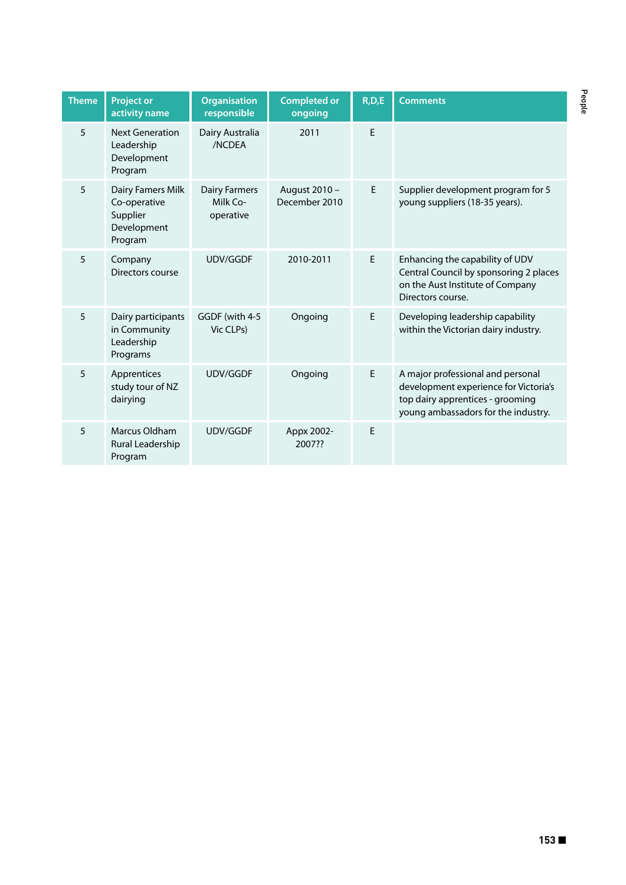| Theme | Project or activity name | Organisation responsible | Completed or ongoing | R,D,E | Comments |
|---|---|---|---|---|---|
| 5 | Next Generation Leadership Development Program | Dairy Australia /NCDEA | 2011 | E | |
| 5 | Dairy Famers Milk Co-operative Supplier Development Program | Dairy Farmers Milk Co-operative | August 2010 – December 2010 | E | Supplier development program for 5 young suppliers (18-35 years). |
| 5 | Company Directors course | UDV/GGDF | 2010-2011 | E | Enhancing the capability of UDV Central Council by sponsoring 2 places on the Aust Institute of Company Directors course. |
| 5 | Dairy participants in Community Leadership Programs | GGDF (with 4-5 Vic CLPs) | Ongoing | E | Developing leadership capability within the Victorian dairy industry. |
| 5 | Apprentices study tour of NZ dairying | UDV/GGDF | Ongoing | E | A major professional and personal development experience for Victoria's top dairy apprentices - grooming young ambassadors for the industry. |
| 5 | Marcus Oldham Rural Leadership Program | UDV/GGDF | Appx 2002-2007?? | E | |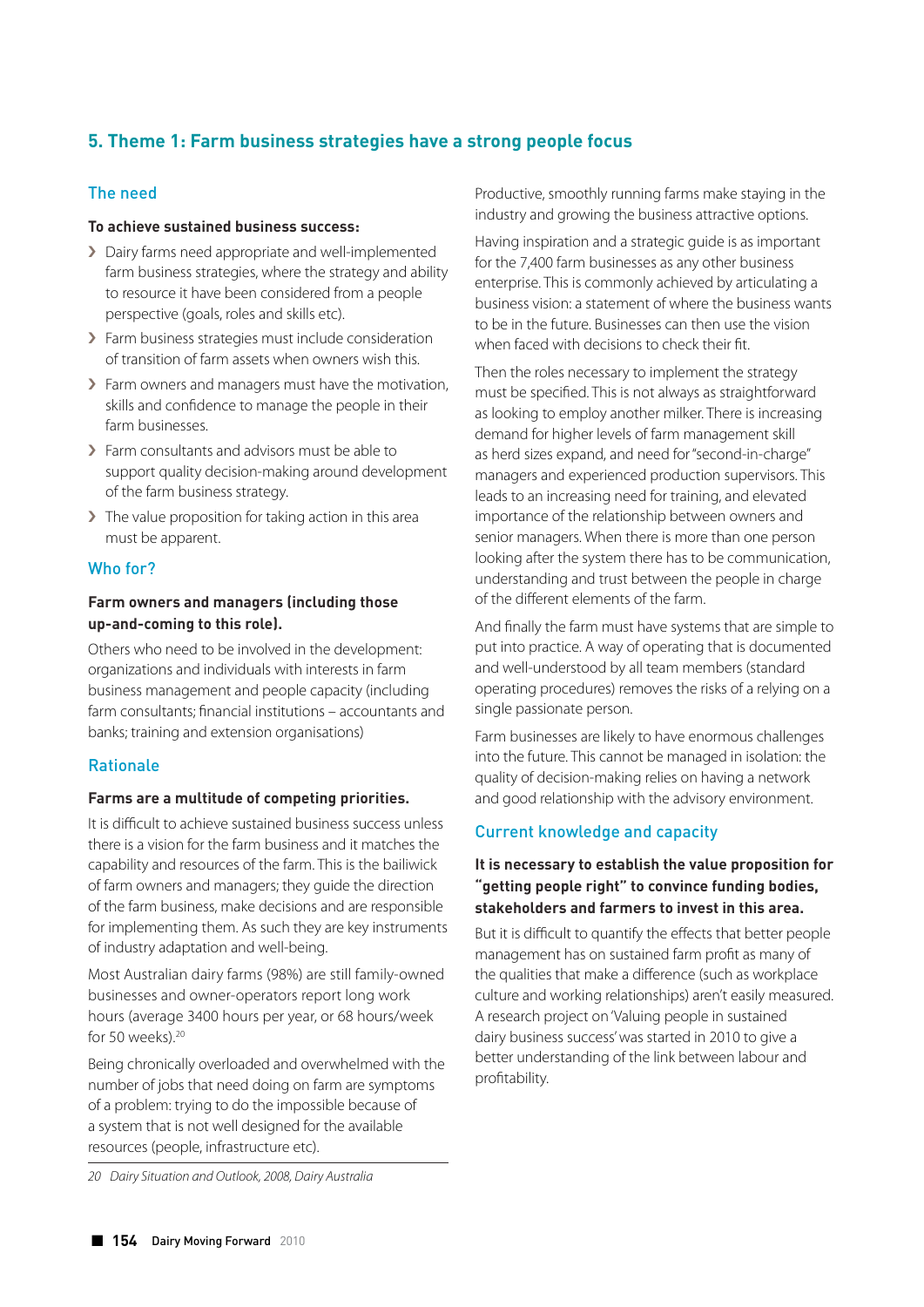## 5. Theme 1: Farm business strategies have a strong people focus

### The need

**To achieve sustained business success:**

- Dairy farms need appropriate and well-implemented farm business strategies, where the strategy and ability to resource it have been considered from a people perspective (goals, roles and skills etc).
- Farm business strategies must include consideration of transition of farm assets when owners wish this.
- Farm owners and managers must have the motivation, skills and confidence to manage the people in their farm businesses.
- Farm consultants and advisors must be able to support quality decision-making around development of the farm business strategy.
- The value proposition for taking action in this area must be apparent.

### Who for?

**Farm owners and managers (including those up-and-coming to this role).**

Others who need to be involved in the development: organizations and individuals with interests in farm business management and people capacity (including farm consultants; financial institutions – accountants and banks; training and extension organisations)

### Rationale

**Farms are a multitude of competing priorities.**

It is difficult to achieve sustained business success unless there is a vision for the farm business and it matches the capability and resources of the farm. This is the bailiwick of farm owners and managers; they guide the direction of the farm business, make decisions and are responsible for implementing them. As such they are key instruments of industry adaptation and well-being.

Most Australian dairy farms (98%) are still family-owned businesses and owner-operators report long work hours (average 3400 hours per year, or 68 hours/week for 50 weeks).[20]

Being chronically overloaded and overwhelmed with the number of jobs that need doing on farm are symptoms of a problem: trying to do the impossible because of a system that is not well designed for the available resources (people, infrastructure etc).

Productive, smoothly running farms make staying in the industry and growing the business attractive options.

Having inspiration and a strategic guide is as important for the 7,400 farm businesses as any other business enterprise. This is commonly achieved by articulating a business vision: a statement of where the business wants to be in the future. Businesses can then use the vision when faced with decisions to check their fit.

Then the roles necessary to implement the strategy must be specified. This is not always as straightforward as looking to employ another milker. There is increasing demand for higher levels of farm management skill as herd sizes expand, and need for "second-in-charge" managers and experienced production supervisors. This leads to an increasing need for training, and elevated importance of the relationship between owners and senior managers. When there is more than one person looking after the system there has to be communication, understanding and trust between the people in charge of the different elements of the farm.

And finally the farm must have systems that are simple to put into practice. A way of operating that is documented and well-understood by all team members (standard operating procedures) removes the risks of a relying on a single passionate person.

Farm businesses are likely to have enormous challenges into the future. This cannot be managed in isolation: the quality of decision-making relies on having a network and good relationship with the advisory environment.

### Current knowledge and capacity

**It is necessary to establish the value proposition for "getting people right" to convince funding bodies, stakeholders and farmers to invest in this area.**

But it is difficult to quantify the effects that better people management has on sustained farm profit as many of the qualities that make a difference (such as workplace culture and working relationships) aren't easily measured. A research project on 'Valuing people in sustained dairy business success' was started in 2010 to give a better understanding of the link between labour and profitability.

---

20 *Dairy Situation and Outlook, 2008, Dairy Australia*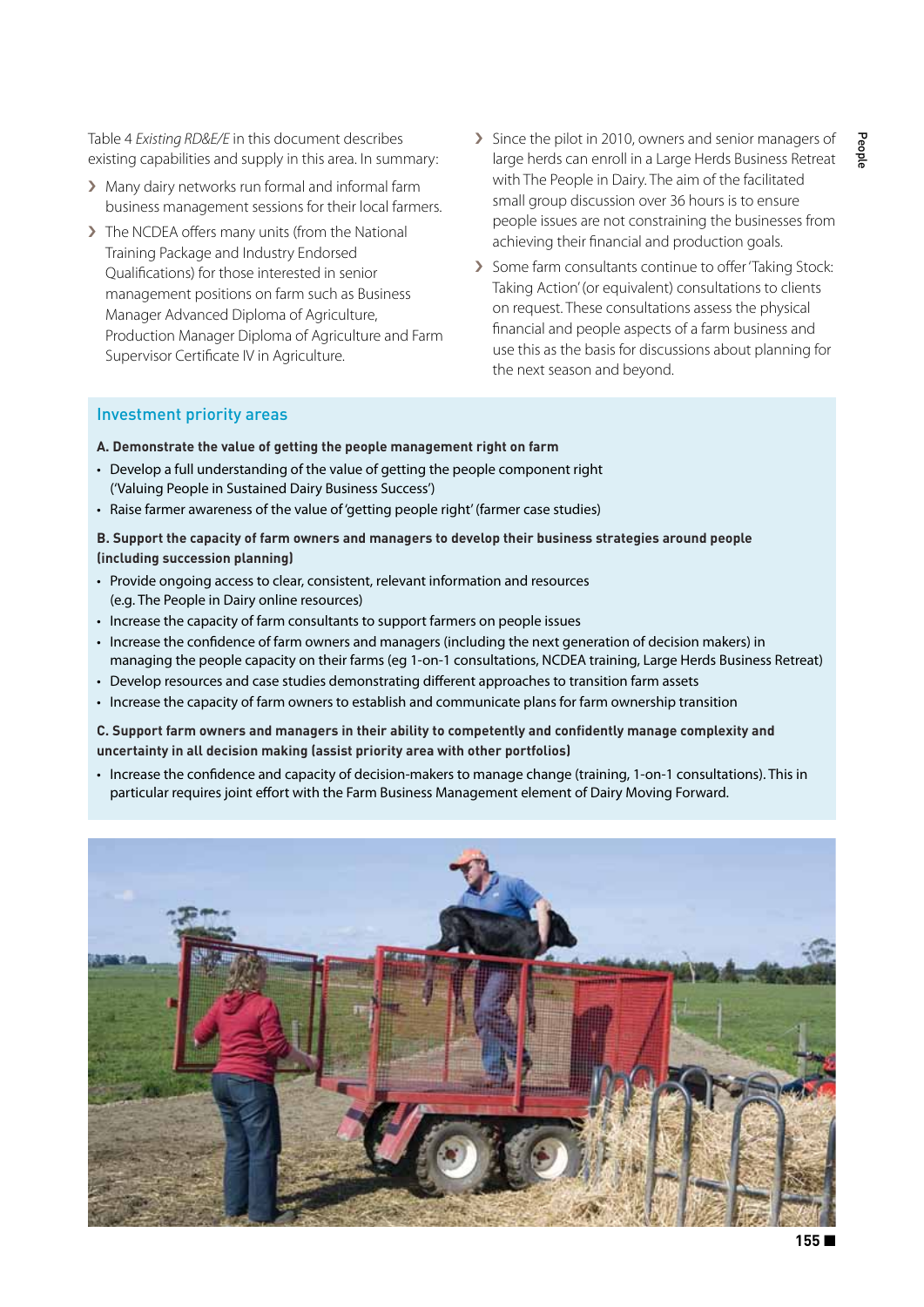Table 4 *Existing RD&E/E* in this document describes existing capabilities and supply in this area. In summary:

- Many dairy networks run formal and informal farm business management sessions for their local farmers.
- The NCDEA offers many units (from the National Training Package and Industry Endorsed Qualifications) for those interested in senior management positions on farm such as Business Manager Advanced Diploma of Agriculture, Production Manager Diploma of Agriculture and Farm Supervisor Certificate IV in Agriculture.
- Since the pilot in 2010, owners and senior managers of large herds can enroll in a Large Herds Business Retreat with The People in Dairy. The aim of the facilitated small group discussion over 36 hours is to ensure people issues are not constraining the businesses from achieving their financial and production goals.
- Some farm consultants continue to offer 'Taking Stock: Taking Action' (or equivalent) consultations to clients on request. These consultations assess the physical financial and people aspects of a farm business and use this as the basis for discussions about planning for the next season and beyond.

## Investment priority areas

**A. Demonstrate the value of getting the people management right on farm**

- Develop a full understanding of the value of getting the people component right ('Valuing People in Sustained Dairy Business Success')
- Raise farmer awareness of the value of 'getting people right' (farmer case studies)

**B. Support the capacity of farm owners and managers to develop their business strategies around people (including succession planning)**

- Provide ongoing access to clear, consistent, relevant information and resources (e.g. The People in Dairy online resources)
- Increase the capacity of farm consultants to support farmers on people issues
- Increase the confidence of farm owners and managers (including the next generation of decision makers) in managing the people capacity on their farms (eg 1-on-1 consultations, NCDEA training, Large Herds Business Retreat)
- Develop resources and case studies demonstrating different approaches to transition farm assets
- Increase the capacity of farm owners to establish and communicate plans for farm ownership transition

**C. Support farm owners and managers in their ability to competently and confidently manage complexity and uncertainty in all decision making (assist priority area with other portfolios)**

- Increase the confidence and capacity of decision-makers to manage change (training, 1-on-1 consultations). This in particular requires joint effort with the Farm Business Management element of Dairy Moving Forward.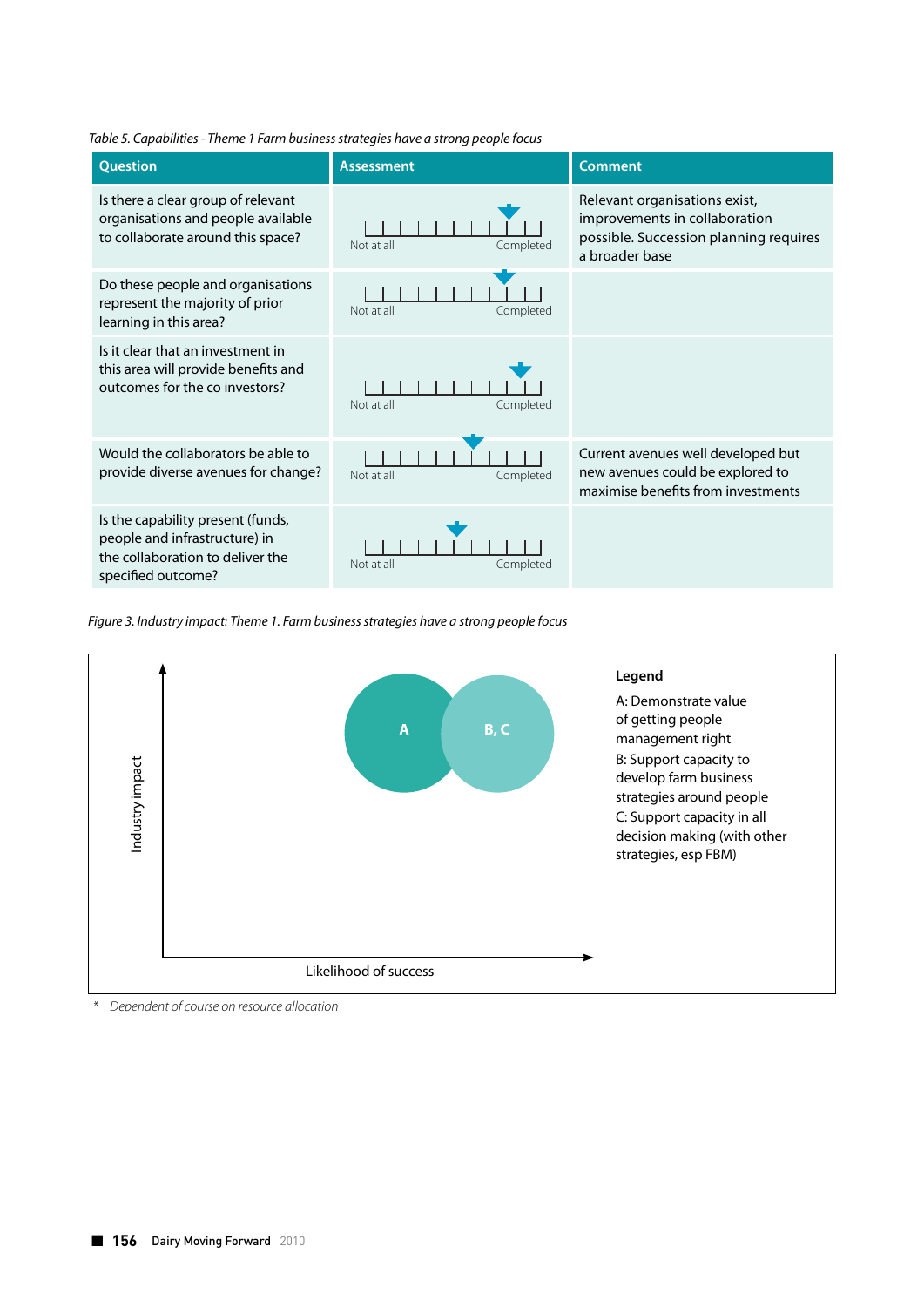*Table 5. Capabilities - Theme 1 Farm business strategies have a strong people focus*

| Question | Assessment | Comment |
|---|---|---|
| Is there a clear group of relevant organisations and people available to collaborate around this space? | Not at all — Completed | Relevant organisations exist, improvements in collaboration possible. Succession planning requires a broader base |
| Do these people and organisations represent the majority of prior learning in this area? | Not at all — Completed | |
| Is it clear that an investment in this area will provide benefits and outcomes for the co investors? | Not at all — Completed | |
| Would the collaborators be able to provide diverse avenues for change? | Not at all — Completed | Current avenues well developed but new avenues could be explored to maximise benefits from investments |
| Is the capability present (funds, people and infrastructure) in the collaboration to deliver the specified outcome? | Not at all — Completed | |

*Figure 3. Industry impact: Theme 1. Farm business strategies have a strong people focus*

Industry impact

A

B, C

Likelihood of success

**Legend**

A: Demonstrate value of getting people management right

B: Support capacity to develop farm business strategies around people

C: Support capacity in all decision making (with other strategies, esp FBM)

\* *Dependent of course on resource allocation*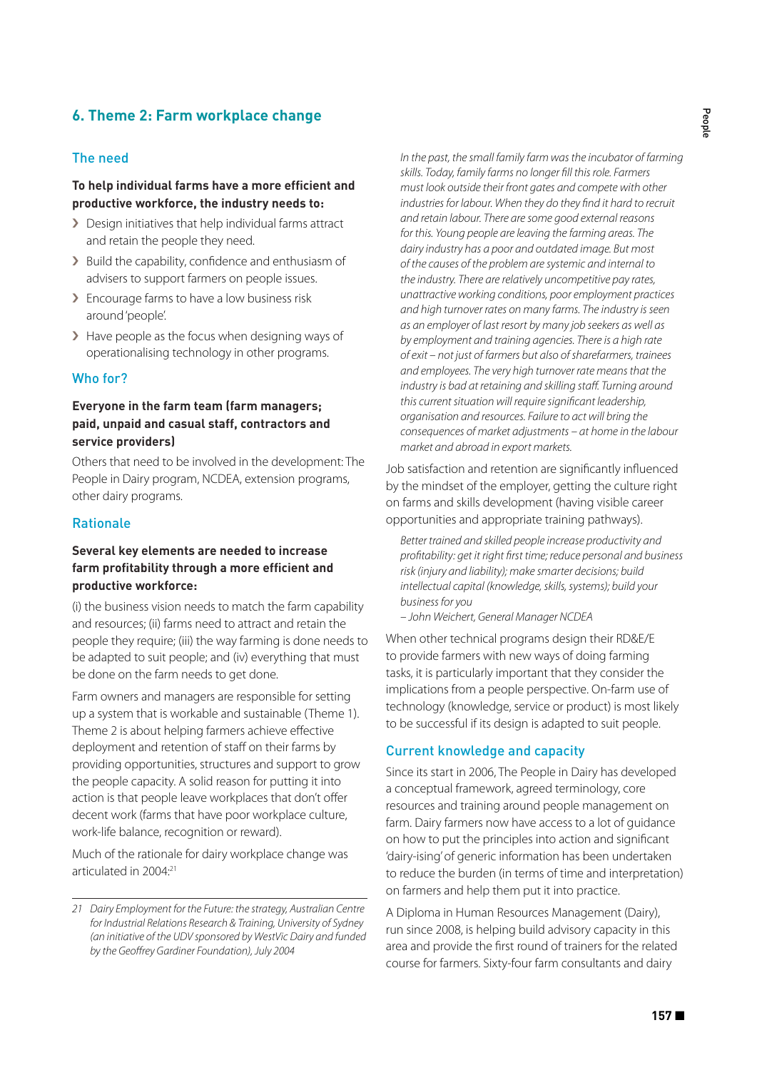## 6. Theme 2: Farm workplace change

### The need

**To help individual farms have a more efficient and productive workforce, the industry needs to:**

- Design initiatives that help individual farms attract and retain the people they need.
- Build the capability, confidence and enthusiasm of advisers to support farmers on people issues.
- Encourage farms to have a low business risk around 'people'.
- Have people as the focus when designing ways of operationalising technology in other programs.

### Who for?

**Everyone in the farm team (farm managers; paid, unpaid and casual staff, contractors and service providers)**

Others that need to be involved in the development: The People in Dairy program, NCDEA, extension programs, other dairy programs.

### Rationale

**Several key elements are needed to increase farm profitability through a more efficient and productive workforce:**

(i) the business vision needs to match the farm capability and resources; (ii) farms need to attract and retain the people they require; (iii) the way farming is done needs to be adapted to suit people; and (iv) everything that must be done on the farm needs to get done.

Farm owners and managers are responsible for setting up a system that is workable and sustainable (Theme 1). Theme 2 is about helping farmers achieve effective deployment and retention of staff on their farms by providing opportunities, structures and support to grow the people capacity. A solid reason for putting it into action is that people leave workplaces that don't offer decent work (farms that have poor workplace culture, work-life balance, recognition or reward).

Much of the rationale for dairy workplace change was articulated in 2004:[21]

> *In the past, the small family farm was the incubator of farming skills. Today, family farms no longer fill this role. Farmers must look outside their front gates and compete with other industries for labour. When they do they find it hard to recruit and retain labour. There are some good external reasons for this. Young people are leaving the farming areas. The dairy industry has a poor and outdated image. But most of the causes of the problem are systemic and internal to the industry. There are relatively uncompetitive pay rates, unattractive working conditions, poor employment practices and high turnover rates on many farms. The industry is seen as an employer of last resort by many job seekers as well as by employment and training agencies. There is a high rate of exit – not just of farmers but also of sharefarmers, trainees and employees. The very high turnover rate means that the industry is bad at retaining and skilling staff. Turning around this current situation will require significant leadership, organisation and resources. Failure to act will bring the consequences of market adjustments – at home in the labour market and abroad in export markets.*

Job satisfaction and retention are significantly influenced by the mindset of the employer, getting the culture right on farms and skills development (having visible career opportunities and appropriate training pathways).

> *Better trained and skilled people increase productivity and profitability: get it right first time; reduce personal and business risk (injury and liability); make smarter decisions; build intellectual capital (knowledge, skills, systems); build your business for you*
>
> *– John Weichert, General Manager NCDEA*

When other technical programs design their RD&E/E to provide farmers with new ways of doing farming tasks, it is particularly important that they consider the implications from a people perspective. On-farm use of technology (knowledge, service or product) is most likely to be successful if its design is adapted to suit people.

### Current knowledge and capacity

Since its start in 2006, The People in Dairy has developed a conceptual framework, agreed terminology, core resources and training around people management on farm. Dairy farmers now have access to a lot of guidance on how to put the principles into action and significant 'dairy-ising' of generic information has been undertaken to reduce the burden (in terms of time and interpretation) on farmers and help them put it into practice.

A Diploma in Human Resources Management (Dairy), run since 2008, is helping build advisory capacity in this area and provide the first round of trainers for the related course for farmers. Sixty-four farm consultants and dairy

---

21 *Dairy Employment for the Future: the strategy, Australian Centre for Industrial Relations Research & Training, University of Sydney (an initiative of the UDV sponsored by WestVic Dairy and funded by the Geoffrey Gardiner Foundation), July 2004*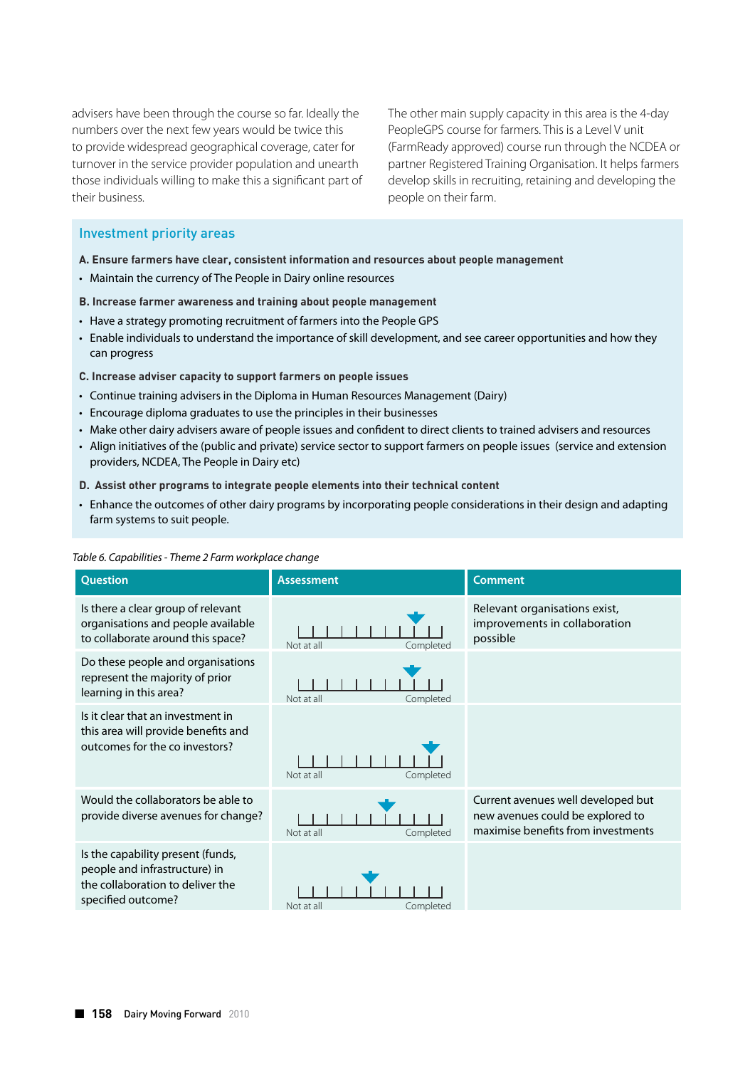advisers have been through the course so far. Ideally the numbers over the next few years would be twice this to provide widespread geographical coverage, cater for turnover in the service provider population and unearth those individuals willing to make this a significant part of their business.

The other main supply capacity in this area is the 4-day PeopleGPS course for farmers. This is a Level V unit (FarmReady approved) course run through the NCDEA or partner Registered Training Organisation. It helps farmers develop skills in recruiting, retaining and developing the people on their farm.

## Investment priority areas

**A. Ensure farmers have clear, consistent information and resources about people management**

- Maintain the currency of The People in Dairy online resources

**B. Increase farmer awareness and training about people management**

- Have a strategy promoting recruitment of farmers into the People GPS
- Enable individuals to understand the importance of skill development, and see career opportunities and how they can progress

**C. Increase adviser capacity to support farmers on people issues**

- Continue training advisers in the Diploma in Human Resources Management (Dairy)
- Encourage diploma graduates to use the principles in their businesses
- Make other dairy advisers aware of people issues and confident to direct clients to trained advisers and resources
- Align initiatives of the (public and private) service sector to support farmers on people issues (service and extension providers, NCDEA, The People in Dairy etc)

**D. Assist other programs to integrate people elements into their technical content**

- Enhance the outcomes of other dairy programs by incorporating people considerations in their design and adapting farm systems to suit people.

*Table 6. Capabilities - Theme 2 Farm workplace change*

| Question | Assessment | Comment |
|---|---|---|
| Is there a clear group of relevant organisations and people available to collaborate around this space? | Not at all — Completed | Relevant organisations exist, improvements in collaboration possible |
| Do these people and organisations represent the majority of prior learning in this area? | Not at all — Completed | |
| Is it clear that an investment in this area will provide benefits and outcomes for the co investors? | Not at all — Completed | |
| Would the collaborators be able to provide diverse avenues for change? | Not at all — Completed | Current avenues well developed but new avenues could be explored to maximise benefits from investments |
| Is the capability present (funds, people and infrastructure) in the collaboration to deliver the specified outcome? | Not at all — Completed | |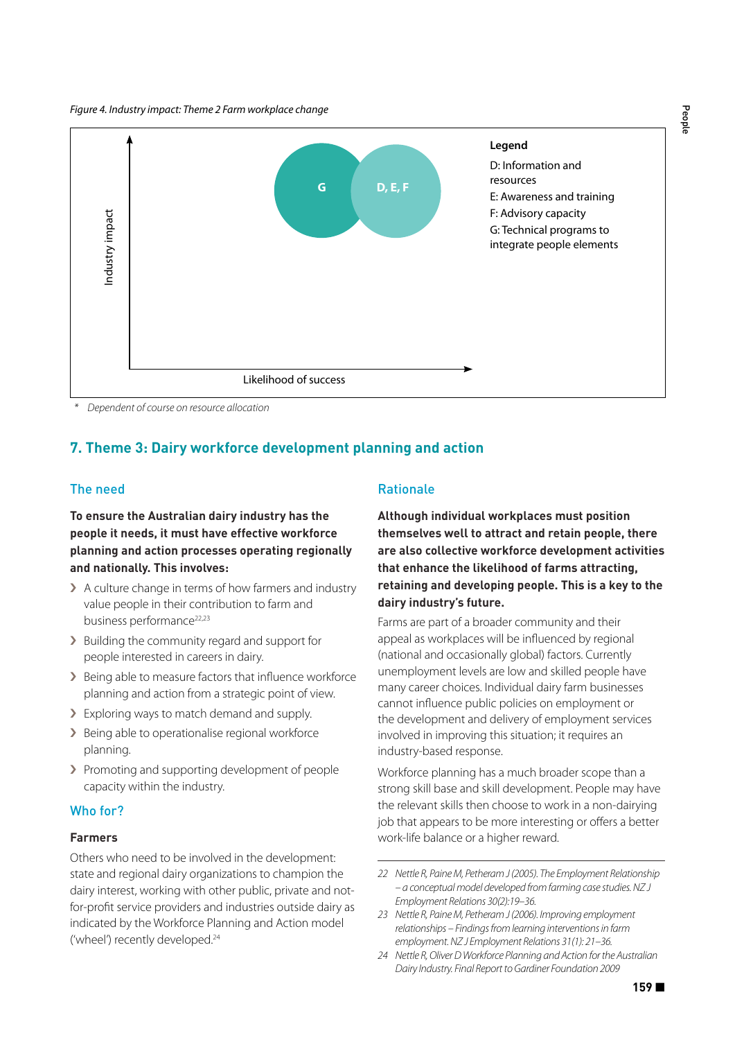*Figure 4. Industry impact: Theme 2 Farm workplace change*

Industry impact

G

D, E, F

Likelihood of success

**Legend**

D: Information and resources

E: Awareness and training

F: Advisory capacity

G: Technical programs to integrate people elements

\* *Dependent of course on resource allocation*

## 7. Theme 3: Dairy workforce development planning and action

### The need

**To ensure the Australian dairy industry has the people it needs, it must have effective workforce planning and action processes operating regionally and nationally. This involves:**

- A culture change in terms of how farmers and industry value people in their contribution to farm and business performance[22,23]
- Building the community regard and support for people interested in careers in dairy.
- Being able to measure factors that influence workforce planning and action from a strategic point of view.
- Exploring ways to match demand and supply.
- Being able to operationalise regional workforce planning.
- Promoting and supporting development of people capacity within the industry.

### Who for?

#### Farmers

Others who need to be involved in the development: state and regional dairy organizations to champion the dairy interest, working with other public, private and not-for-profit service providers and industries outside dairy as indicated by the Workforce Planning and Action model ('wheel') recently developed.[24]

### Rationale

**Although individual workplaces must position themselves well to attract and retain people, there are also collective workforce development activities that enhance the likelihood of farms attracting, retaining and developing people. This is a key to the dairy industry's future.**

Farms are part of a broader community and their appeal as workplaces will be influenced by regional (national and occasionally global) factors. Currently unemployment levels are low and skilled people have many career choices. Individual dairy farm businesses cannot influence public policies on employment or the development and delivery of employment services involved in improving this situation; it requires an industry-based response.

Workforce planning has a much broader scope than a strong skill base and skill development. People may have the relevant skills then choose to work in a non-dairying job that appears to be more interesting or offers a better work-life balance or a higher reward.

---

22 *Nettle R, Paine M, Petheram J (2005). The Employment Relationship – a conceptual model developed from farming case studies. NZ J Employment Relations 30(2):19–36.*

23 *Nettle R, Paine M, Petheram J (2006). Improving employment relationships – Findings from learning interventions in farm employment. NZ J Employment Relations 31(1): 21–36.*

24 *Nettle R, Oliver D Workforce Planning and Action for the Australian Dairy Industry. Final Report to Gardiner Foundation 2009*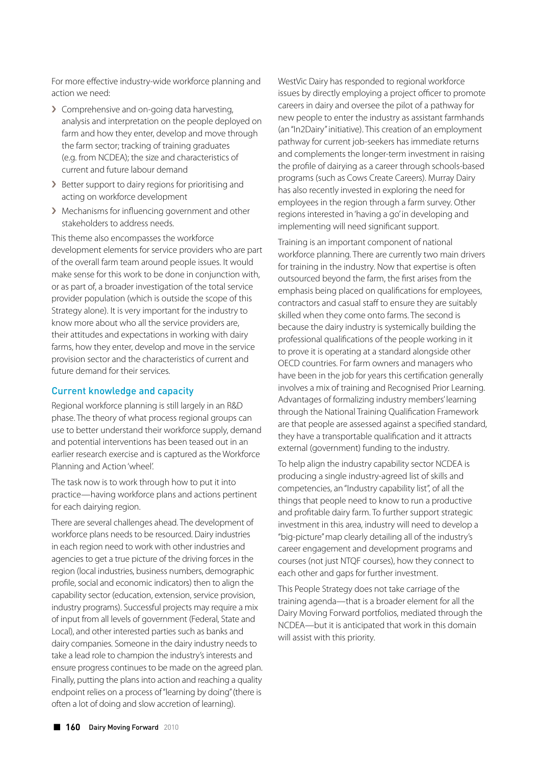For more effective industry-wide workforce planning and action we need:

- Comprehensive and on-going data harvesting, analysis and interpretation on the people deployed on farm and how they enter, develop and move through the farm sector; tracking of training graduates (e.g. from NCDEA); the size and characteristics of current and future labour demand
- Better support to dairy regions for prioritising and acting on workforce development
- Mechanisms for influencing government and other stakeholders to address needs.

This theme also encompasses the workforce development elements for service providers who are part of the overall farm team around people issues. It would make sense for this work to be done in conjunction with, or as part of, a broader investigation of the total service provider population (which is outside the scope of this Strategy alone). It is very important for the industry to know more about who all the service providers are, their attitudes and expectations in working with dairy farms, how they enter, develop and move in the service provision sector and the characteristics of current and future demand for their services.

## Current knowledge and capacity

Regional workforce planning is still largely in an R&D phase. The theory of what process regional groups can use to better understand their workforce supply, demand and potential interventions has been teased out in an earlier research exercise and is captured as the Workforce Planning and Action 'wheel'.

The task now is to work through how to put it into practice—having workforce plans and actions pertinent for each dairying region.

There are several challenges ahead. The development of workforce plans needs to be resourced. Dairy industries in each region need to work with other industries and agencies to get a true picture of the driving forces in the region (local industries, business numbers, demographic profile, social and economic indicators) then to align the capability sector (education, extension, service provision, industry programs). Successful projects may require a mix of input from all levels of government (Federal, State and Local), and other interested parties such as banks and dairy companies. Someone in the dairy industry needs to take a lead role to champion the industry's interests and ensure progress continues to be made on the agreed plan. Finally, putting the plans into action and reaching a quality endpoint relies on a process of "learning by doing" (there is often a lot of doing and slow accretion of learning).

WestVic Dairy has responded to regional workforce issues by directly employing a project officer to promote careers in dairy and oversee the pilot of a pathway for new people to enter the industry as assistant farmhands (an "In2Dairy" initiative). This creation of an employment pathway for current job-seekers has immediate returns and complements the longer-term investment in raising the profile of dairying as a career through schools-based programs (such as Cows Create Careers). Murray Dairy has also recently invested in exploring the need for employees in the region through a farm survey. Other regions interested in 'having a go' in developing and implementing will need significant support.

Training is an important component of national workforce planning. There are currently two main drivers for training in the industry. Now that expertise is often outsourced beyond the farm, the first arises from the emphasis being placed on qualifications for employees, contractors and casual staff to ensure they are suitably skilled when they come onto farms. The second is because the dairy industry is systemically building the professional qualifications of the people working in it to prove it is operating at a standard alongside other OECD countries. For farm owners and managers who have been in the job for years this certification generally involves a mix of training and Recognised Prior Learning. Advantages of formalizing industry members' learning through the National Training Qualification Framework are that people are assessed against a specified standard, they have a transportable qualification and it attracts external (government) funding to the industry.

To help align the industry capability sector NCDEA is producing a single industry-agreed list of skills and competencies, an "Industry capability list", of all the things that people need to know to run a productive and profitable dairy farm. To further support strategic investment in this area, industry will need to develop a "big-picture" map clearly detailing all of the industry's career engagement and development programs and courses (not just NTQF courses), how they connect to each other and gaps for further investment.

This People Strategy does not take carriage of the training agenda—that is a broader element for all the Dairy Moving Forward portfolios, mediated through the NCDEA—but it is anticipated that work in this domain will assist with this priority.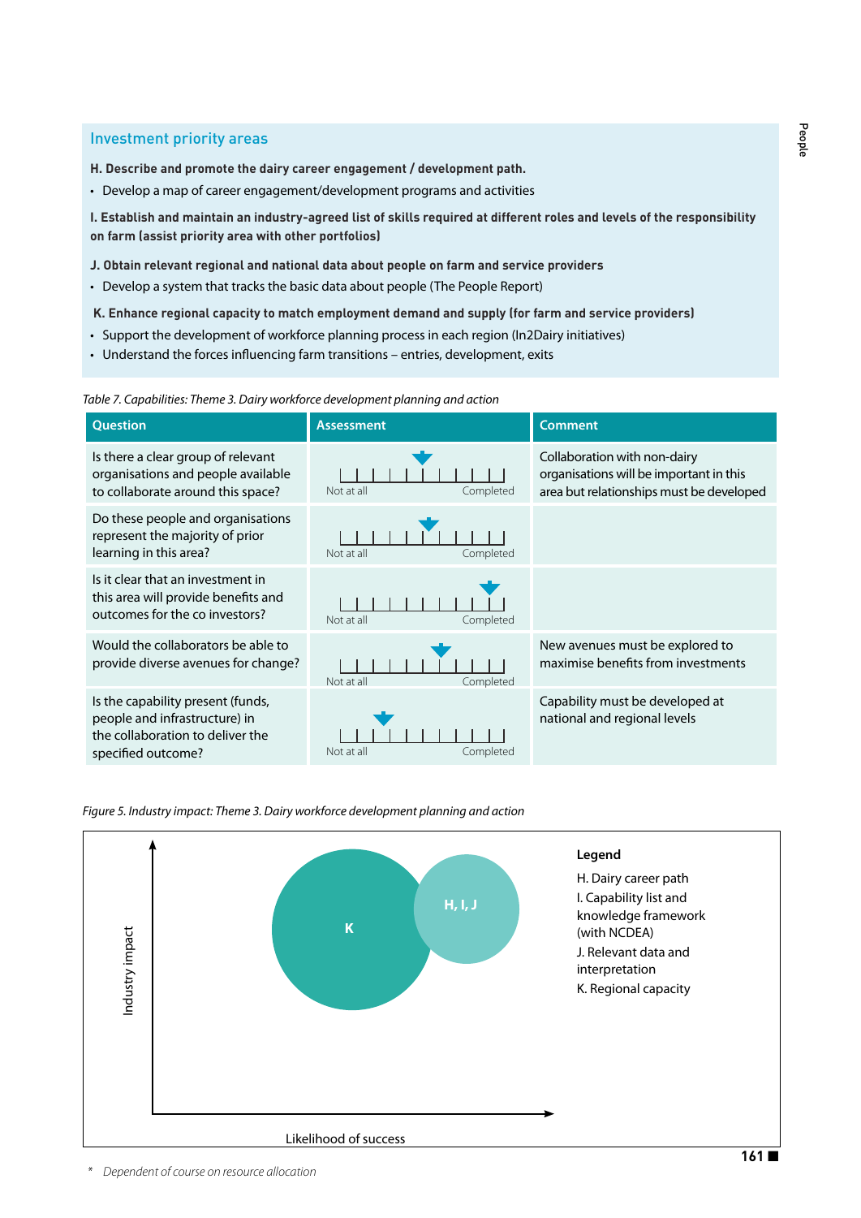## Investment priority areas

**H. Describe and promote the dairy career engagement / development path.**

- Develop a map of career engagement/development programs and activities

**I. Establish and maintain an industry-agreed list of skills required at different roles and levels of the responsibility on farm (assist priority area with other portfolios)**

**J. Obtain relevant regional and national data about people on farm and service providers**

- Develop a system that tracks the basic data about people (The People Report)

**K. Enhance regional capacity to match employment demand and supply (for farm and service providers)**

- Support the development of workforce planning process in each region (In2Dairy initiatives)
- Understand the forces influencing farm transitions – entries, development, exits

*Table 7. Capabilities: Theme 3. Dairy workforce development planning and action*

| Question | Assessment | Comment |
|---|---|---|
| Is there a clear group of relevant organisations and people available to collaborate around this space? | Not at all — Completed (marker at approx. 5 of 10) | Collaboration with non-dairy organisations will be important in this area but relationships must be developed |
| Do these people and organisations represent the majority of prior learning in this area? | Not at all — Completed (marker at approx. 5.5 of 10) | |
| Is it clear that an investment in this area will provide benefits and outcomes for the co investors? | Not at all — Completed (marker at approx. 9 of 10) | |
| Would the collaborators be able to provide diverse avenues for change? | Not at all — Completed (marker at approx. 6 of 10) | New avenues must be explored to maximise benefits from investments |
| Is the capability present (funds, people and infrastructure) in the collaboration to deliver the specified outcome? | Not at all — Completed (marker at approx. 2.5 of 10) | Capability must be developed at national and regional levels |

*Figure 5. Industry impact: Theme 3. Dairy workforce development planning and action*

Industry impact (vertical axis) vs Likelihood of success (horizontal axis). Bubbles: K; H, I, J.

**Legend**

H. Dairy career path

I. Capability list and knowledge framework (with NCDEA)

J. Relevant data and interpretation

K. Regional capacity

\* *Dependent of course on resource allocation*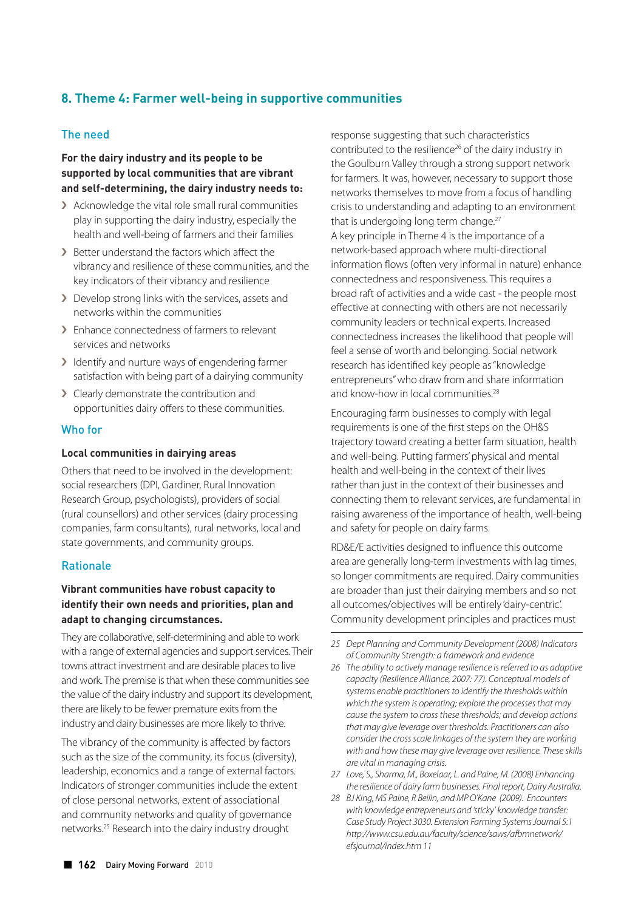## 8. Theme 4: Farmer well-being in supportive communities

### The need

**For the dairy industry and its people to be supported by local communities that are vibrant and self-determining, the dairy industry needs to:**

- Acknowledge the vital role small rural communities play in supporting the dairy industry, especially the health and well-being of farmers and their families
- Better understand the factors which affect the vibrancy and resilience of these communities, and the key indicators of their vibrancy and resilience
- Develop strong links with the services, assets and networks within the communities
- Enhance connectedness of farmers to relevant services and networks
- Identify and nurture ways of engendering farmer satisfaction with being part of a dairying community
- Clearly demonstrate the contribution and opportunities dairy offers to these communities.

### Who for

**Local communities in dairying areas**

Others that need to be involved in the development: social researchers (DPI, Gardiner, Rural Innovation Research Group, psychologists), providers of social (rural counsellors) and other services (dairy processing companies, farm consultants), rural networks, local and state governments, and community groups.

### Rationale

**Vibrant communities have robust capacity to identify their own needs and priorities, plan and adapt to changing circumstances.**

They are collaborative, self-determining and able to work with a range of external agencies and support services. Their towns attract investment and are desirable places to live and work. The premise is that when these communities see the value of the dairy industry and support its development, there are likely to be fewer premature exits from the industry and dairy businesses are more likely to thrive.

The vibrancy of the community is affected by factors such as the size of the community, its focus (diversity), leadership, economics and a range of external factors. Indicators of stronger communities include the extent of close personal networks, extent of associational and community networks and quality of governance networks.[25] Research into the dairy industry drought response suggesting that such characteristics contributed to the resilience[26] of the dairy industry in the Goulburn Valley through a strong support network for farmers. It was, however, necessary to support those networks themselves to move from a focus of handling crisis to understanding and adapting to an environment that is undergoing long term change.[27]

A key principle in Theme 4 is the importance of a network-based approach where multi-directional information flows (often very informal in nature) enhance connectedness and responsiveness. This requires a broad raft of activities and a wide cast - the people most effective at connecting with others are not necessarily community leaders or technical experts. Increased connectedness increases the likelihood that people will feel a sense of worth and belonging. Social network research has identified key people as "knowledge entrepreneurs" who draw from and share information and know-how in local communities.[28]

Encouraging farm businesses to comply with legal requirements is one of the first steps on the OH&S trajectory toward creating a better farm situation, health and well-being. Putting farmers' physical and mental health and well-being in the context of their lives rather than just in the context of their businesses and connecting them to relevant services, are fundamental in raising awareness of the importance of health, well-being and safety for people on dairy farms.

RD&E/E activities designed to influence this outcome area are generally long-term investments with lag times, so longer commitments are required. Dairy communities are broader than just their dairying members and so not all outcomes/objectives will be entirely 'dairy-centric'. Community development principles and practices must

---

*25 Dept Planning and Community Development (2008) Indicators of Community Strength: a framework and evidence*

*26 The ability to actively manage resilience is referred to as adaptive capacity (Resilience Alliance, 2007: 77). Conceptual models of systems enable practitioners to identify the thresholds within which the system is operating; explore the processes that may cause the system to cross these thresholds; and develop actions that may give leverage over thresholds. Practitioners can also consider the cross scale linkages of the system they are working with and how these may give leverage over resilience. These skills are vital in managing crisis.*

*27 Love, S., Sharma, M., Boxelaar, L. and Paine, M. (2008) Enhancing the resilience of dairy farm businesses. Final report, Dairy Australia.*

*28 BJ King, MS Paine, R Beilin, and MP O'Kane (2009). Encounters with knowledge entrepreneurs and 'sticky' knowledge transfer: Case Study Project 3030. Extension Farming Systems Journal 5:1 http://www.csu.edu.au/faculty/science/saws/afbmnetwork/efsjournal/index.htm 11*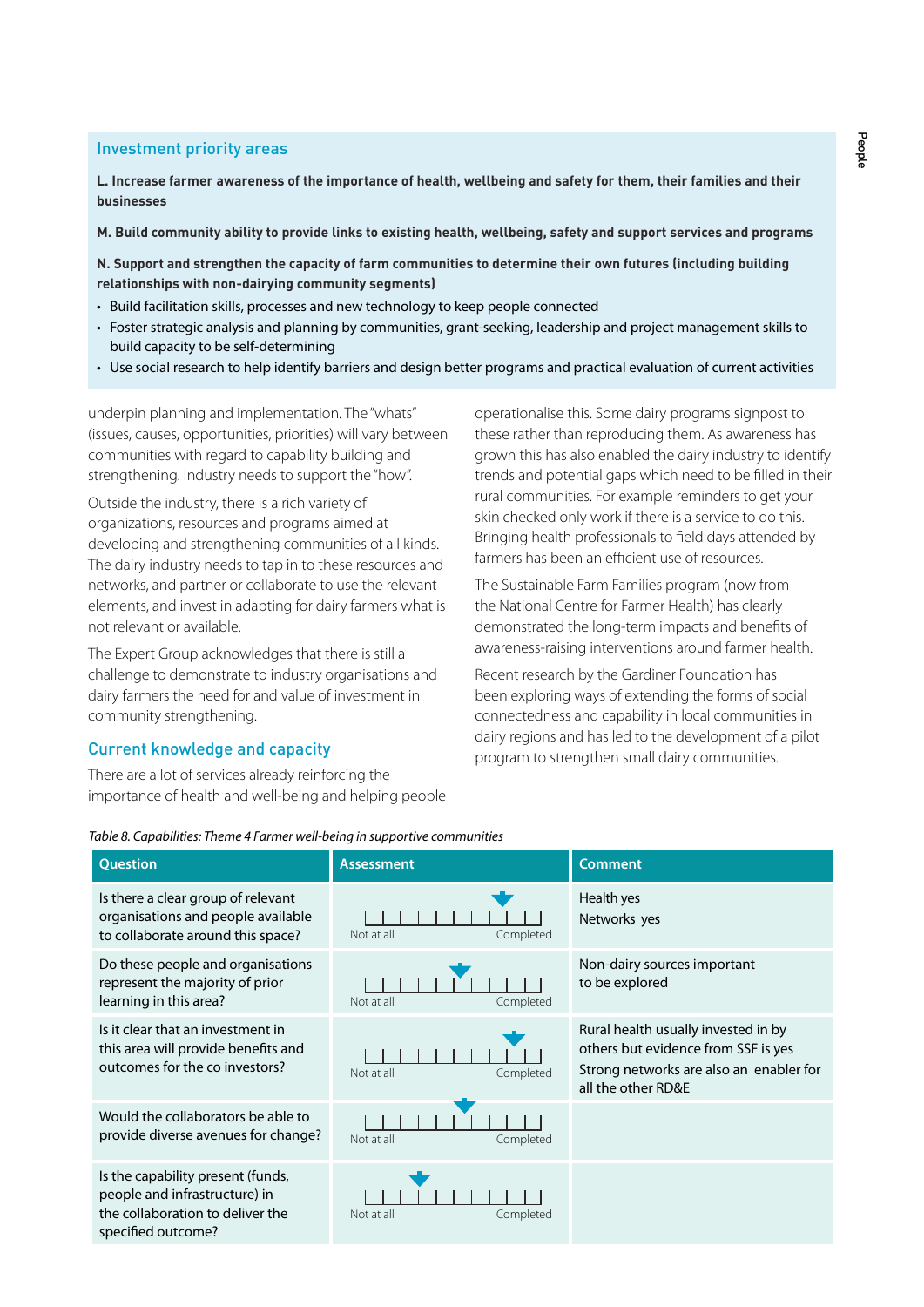## Investment priority areas

**L. Increase farmer awareness of the importance of health, wellbeing and safety for them, their families and their businesses**

**M. Build community ability to provide links to existing health, wellbeing, safety and support services and programs**

**N. Support and strengthen the capacity of farm communities to determine their own futures (including building relationships with non-dairying community segments)**

- Build facilitation skills, processes and new technology to keep people connected
- Foster strategic analysis and planning by communities, grant-seeking, leadership and project management skills to build capacity to be self-determining
- Use social research to help identify barriers and design better programs and practical evaluation of current activities

underpin planning and implementation. The "whats" (issues, causes, opportunities, priorities) will vary between communities with regard to capability building and strengthening. Industry needs to support the "how".

Outside the industry, there is a rich variety of organizations, resources and programs aimed at developing and strengthening communities of all kinds. The dairy industry needs to tap in to these resources and networks, and partner or collaborate to use the relevant elements, and invest in adapting for dairy farmers what is not relevant or available.

The Expert Group acknowledges that there is still a challenge to demonstrate to industry organisations and dairy farmers the need for and value of investment in community strengthening.

## Current knowledge and capacity

There are a lot of services already reinforcing the importance of health and well-being and helping people operationalise this. Some dairy programs signpost to these rather than reproducing them. As awareness has grown this has also enabled the dairy industry to identify trends and potential gaps which need to be filled in their rural communities. For example reminders to get your skin checked only work if there is a service to do this. Bringing health professionals to field days attended by farmers has been an efficient use of resources.

The Sustainable Farm Families program (now from the National Centre for Farmer Health) has clearly demonstrated the long-term impacts and benefits of awareness-raising interventions around farmer health.

Recent research by the Gardiner Foundation has been exploring ways of extending the forms of social connectedness and capability in local communities in dairy regions and has led to the development of a pilot program to strengthen small dairy communities.

*Table 8. Capabilities: Theme 4 Farmer well-being in supportive communities*

| Question | Assessment | Comment |
|---|---|---|
| Is there a clear group of relevant organisations and people available to collaborate around this space? | Not at all – Completed | Health yes<br>Networks yes |
| Do these people and organisations represent the majority of prior learning in this area? | Not at all – Completed | Non-dairy sources important to be explored |
| Is it clear that an investment in this area will provide benefits and outcomes for the co investors? | Not at all – Completed | Rural health usually invested in by others but evidence from SSF is yes<br>Strong networks are also an enabler for all the other RD&E |
| Would the collaborators be able to provide diverse avenues for change? | Not at all – Completed | |
| Is the capability present (funds, people and infrastructure) in the collaboration to deliver the specified outcome? | Not at all – Completed | |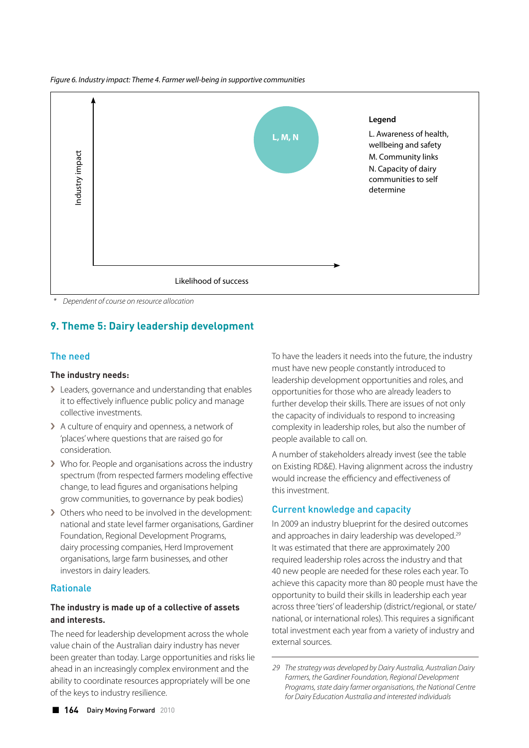*Figure 6. Industry impact: Theme 4. Farmer well-being in supportive communities*

Industry impact

L, M, N

Likelihood of success

**Legend**

L. Awareness of health, wellbeing and safety

M. Community links

N. Capacity of dairy communities to self determine

\* *Dependent of course on resource allocation*

## 9. Theme 5: Dairy leadership development

### The need

**The industry needs:**

- Leaders, governance and understanding that enables it to effectively influence public policy and manage collective investments.
- A culture of enquiry and openness, a network of 'places' where questions that are raised go for consideration.
- Who for. People and organisations across the industry spectrum (from respected farmers modeling effective change, to lead figures and organisations helping grow communities, to governance by peak bodies)
- Others who need to be involved in the development: national and state level farmer organisations, Gardiner Foundation, Regional Development Programs, dairy processing companies, Herd Improvement organisations, large farm businesses, and other investors in dairy leaders.

### Rationale

**The industry is made up of a collective of assets and interests.**

The need for leadership development across the whole value chain of the Australian dairy industry has never been greater than today. Large opportunities and risks lie ahead in an increasingly complex environment and the ability to coordinate resources appropriately will be one of the keys to industry resilience.

To have the leaders it needs into the future, the industry must have new people constantly introduced to leadership development opportunities and roles, and opportunities for those who are already leaders to further develop their skills. There are issues of not only the capacity of individuals to respond to increasing complexity in leadership roles, but also the number of people available to call on.

A number of stakeholders already invest (see the table on Existing RD&E). Having alignment across the industry would increase the efficiency and effectiveness of this investment.

### Current knowledge and capacity

In 2009 an industry blueprint for the desired outcomes and approaches in dairy leadership was developed.[29] It was estimated that there are approximately 200 required leadership roles across the industry and that 40 new people are needed for these roles each year. To achieve this capacity more than 80 people must have the opportunity to build their skills in leadership each year across three 'tiers' of leadership (district/regional, or state/national, or international roles). This requires a significant total investment each year from a variety of industry and external sources.

---

29 *The strategy was developed by Dairy Australia, Australian Dairy Farmers, the Gardiner Foundation, Regional Development Programs, state dairy farmer organisations, the National Centre for Dairy Education Australia and interested individuals*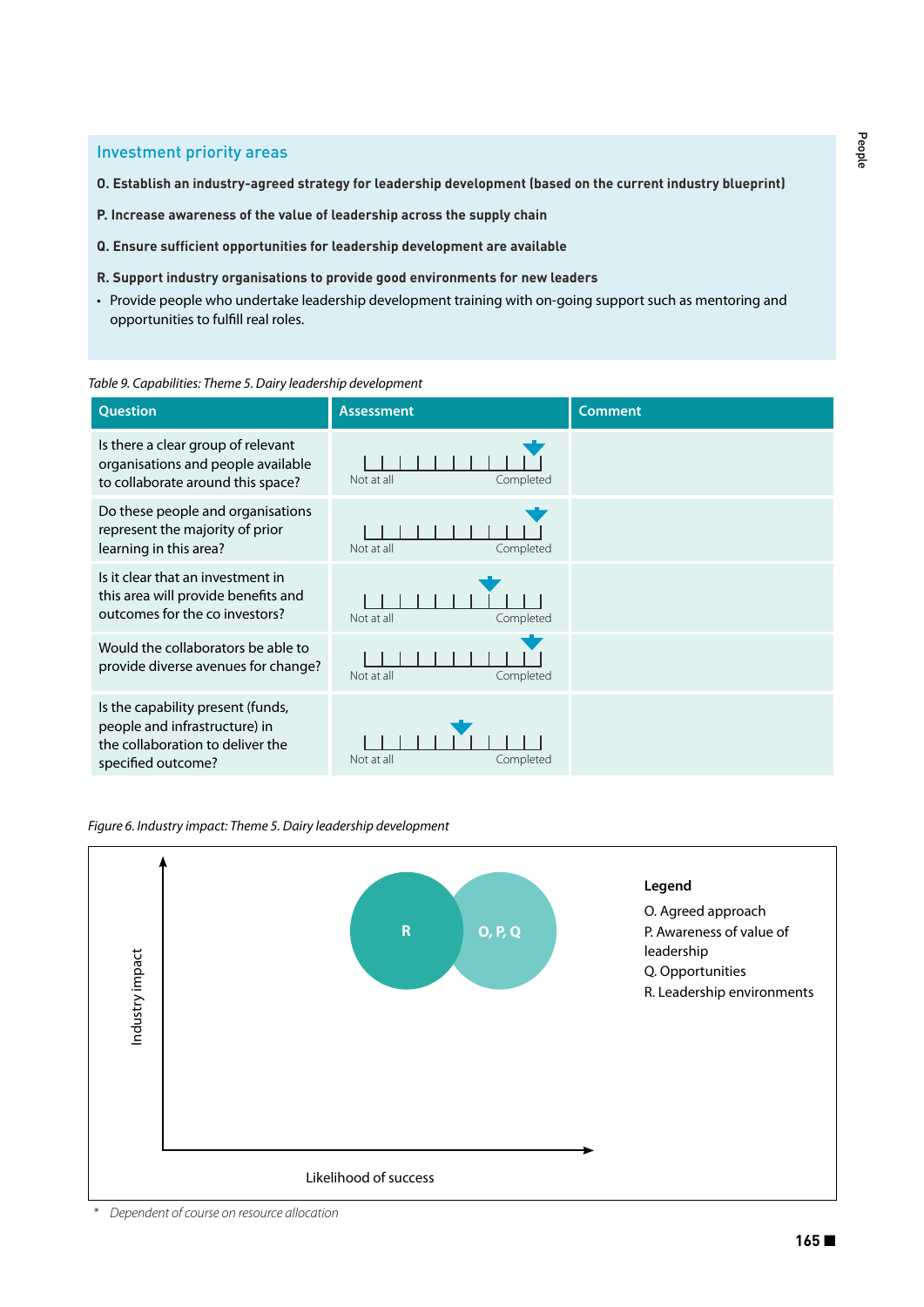## Investment priority areas

**O. Establish an industry-agreed strategy for leadership development (based on the current industry blueprint)**

**P. Increase awareness of the value of leadership across the supply chain**

**Q. Ensure sufficient opportunities for leadership development are available**

**R. Support industry organisations to provide good environments for new leaders**

- Provide people who undertake leadership development training with on-going support such as mentoring and opportunities to fulfill real roles.

*Table 9. Capabilities: Theme 5. Dairy leadership development*

| Question | Assessment | Comment |
|---|---|---|
| Is there a clear group of relevant organisations and people available to collaborate around this space? | Not at all — Completed | |
| Do these people and organisations represent the majority of prior learning in this area? | Not at all — Completed | |
| Is it clear that an investment in this area will provide benefits and outcomes for the co investors? | Not at all — Completed | |
| Would the collaborators be able to provide diverse avenues for change? | Not at all — Completed | |
| Is the capability present (funds, people and infrastructure) in the collaboration to deliver the specified outcome? | Not at all — Completed | |

*Figure 6. Industry impact: Theme 5. Dairy leadership development*

Industry impact

Likelihood of success

R

O, P, Q

**Legend**

O. Agreed approach

P. Awareness of value of leadership

Q. Opportunities

R. Leadership environments

\* *Dependent of course on resource allocation*